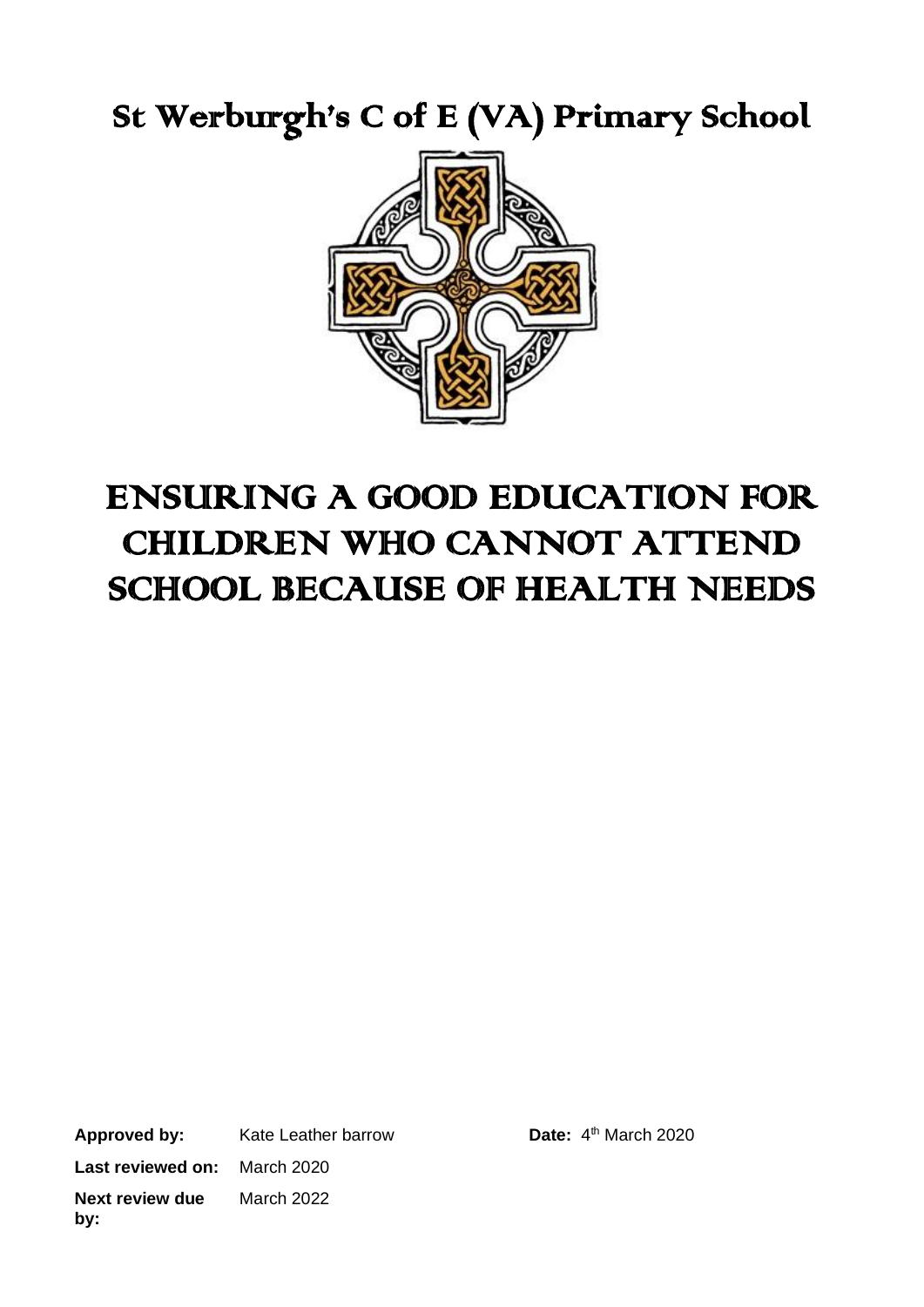# St Werburgh's C of E (VA) Primary School

# ENSURING A GOOD EDUCATION FOR CHILDREN WHO CANNOT ATTEND SCHOOL BECAUSE OF HEALTH NEEDS

| | | |
|---|---|---|
| **Approved by:** | Kate Leather barrow | **Date:** 4th March 2020 |
| **Last reviewed on:** | March 2020 | |
| **Next review due by:** | March 2022 | |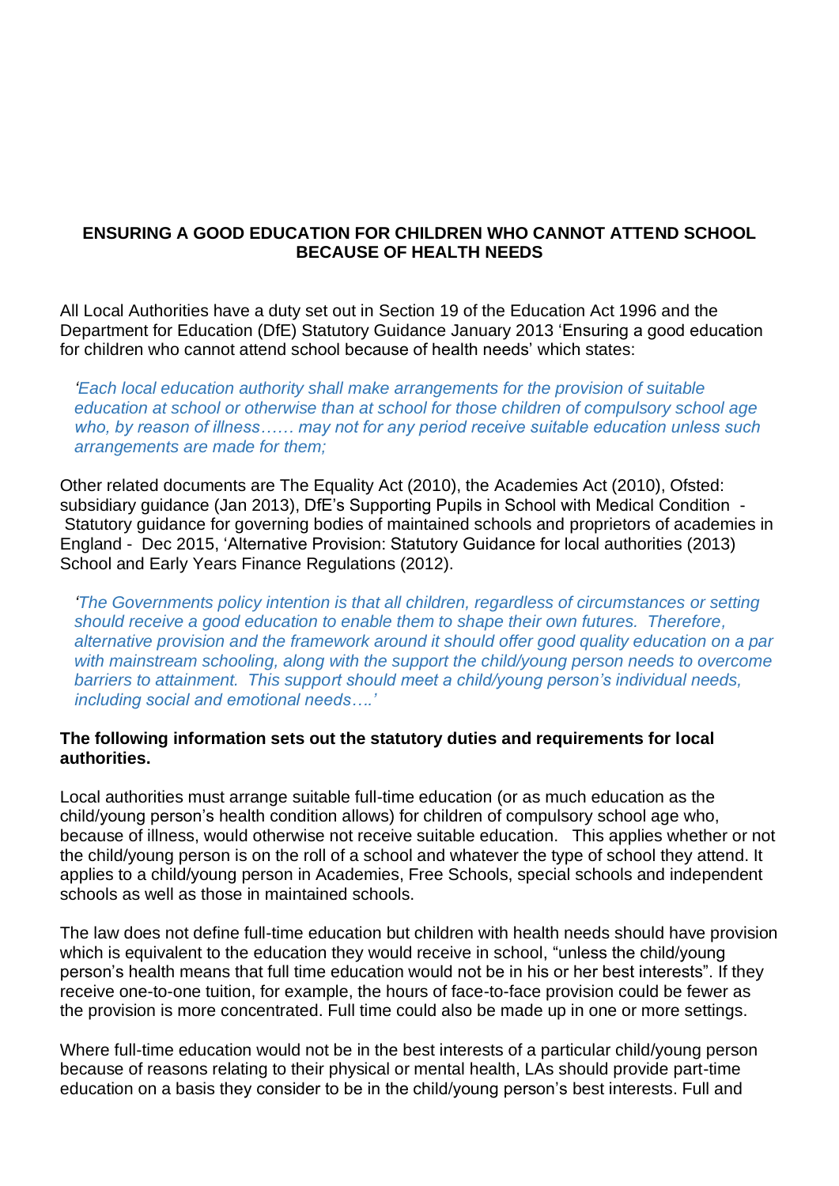**ENSURING A GOOD EDUCATION FOR CHILDREN WHO CANNOT ATTEND SCHOOL BECAUSE OF HEALTH NEEDS**

All Local Authorities have a duty set out in Section 19 of the Education Act 1996 and the Department for Education (DfE) Statutory Guidance January 2013 'Ensuring a good education for children who cannot attend school because of health needs' which states:

> *'Each local education authority shall make arrangements for the provision of suitable education at school or otherwise than at school for those children of compulsory school age who, by reason of illness…… may not for any period receive suitable education unless such arrangements are made for them;*

Other related documents are The Equality Act (2010), the Academies Act (2010), Ofsted: subsidiary guidance (Jan 2013), DfE's Supporting Pupils in School with Medical Condition - Statutory guidance for governing bodies of maintained schools and proprietors of academies in England - Dec 2015, 'Alternative Provision: Statutory Guidance for local authorities (2013) School and Early Years Finance Regulations (2012).

> *'The Governments policy intention is that all children, regardless of circumstances or setting should receive a good education to enable them to shape their own futures. Therefore, alternative provision and the framework around it should offer good quality education on a par with mainstream schooling, along with the support the child/young person needs to overcome barriers to attainment. This support should meet a child/young person's individual needs, including social and emotional needs….'*

**The following information sets out the statutory duties and requirements for local authorities.**

Local authorities must arrange suitable full-time education (or as much education as the child/young person's health condition allows) for children of compulsory school age who, because of illness, would otherwise not receive suitable education. This applies whether or not the child/young person is on the roll of a school and whatever the type of school they attend. It applies to a child/young person in Academies, Free Schools, special schools and independent schools as well as those in maintained schools.

The law does not define full-time education but children with health needs should have provision which is equivalent to the education they would receive in school, "unless the child/young person's health means that full time education would not be in his or her best interests". If they receive one-to-one tuition, for example, the hours of face-to-face provision could be fewer as the provision is more concentrated. Full time could also be made up in one or more settings.

Where full-time education would not be in the best interests of a particular child/young person because of reasons relating to their physical or mental health, LAs should provide part-time education on a basis they consider to be in the child/young person's best interests. Full and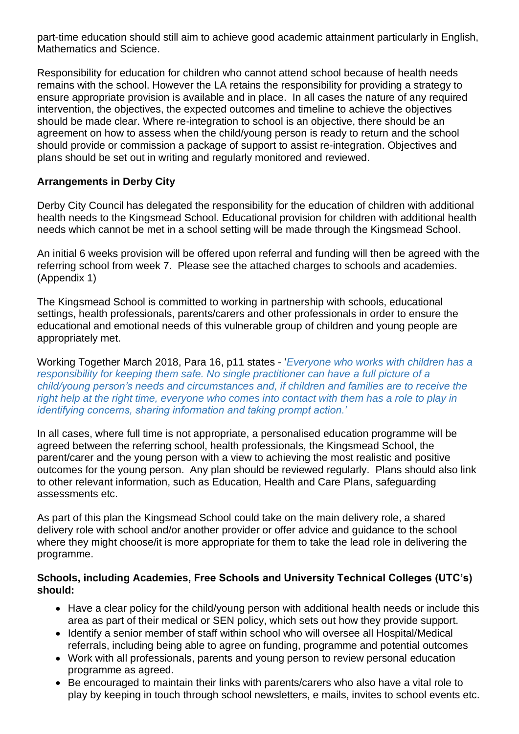part-time education should still aim to achieve good academic attainment particularly in English, Mathematics and Science.

Responsibility for education for children who cannot attend school because of health needs remains with the school. However the LA retains the responsibility for providing a strategy to ensure appropriate provision is available and in place. In all cases the nature of any required intervention, the objectives, the expected outcomes and timeline to achieve the objectives should be made clear. Where re-integration to school is an objective, there should be an agreement on how to assess when the child/young person is ready to return and the school should provide or commission a package of support to assist re-integration. Objectives and plans should be set out in writing and regularly monitored and reviewed.

**Arrangements in Derby City**

Derby City Council has delegated the responsibility for the education of children with additional health needs to the Kingsmead School. Educational provision for children with additional health needs which cannot be met in a school setting will be made through the Kingsmead School.

An initial 6 weeks provision will be offered upon referral and funding will then be agreed with the referring school from week 7. Please see the attached charges to schools and academies. (Appendix 1)

The Kingsmead School is committed to working in partnership with schools, educational settings, health professionals, parents/carers and other professionals in order to ensure the educational and emotional needs of this vulnerable group of children and young people are appropriately met.

Working Together March 2018, Para 16, p11 states - '*Everyone who works with children has a responsibility for keeping them safe. No single practitioner can have a full picture of a child/young person's needs and circumstances and, if children and families are to receive the right help at the right time, everyone who comes into contact with them has a role to play in identifying concerns, sharing information and taking prompt action.'*

In all cases, where full time is not appropriate, a personalised education programme will be agreed between the referring school, health professionals, the Kingsmead School, the parent/carer and the young person with a view to achieving the most realistic and positive outcomes for the young person. Any plan should be reviewed regularly. Plans should also link to other relevant information, such as Education, Health and Care Plans, safeguarding assessments etc.

As part of this plan the Kingsmead School could take on the main delivery role, a shared delivery role with school and/or another provider or offer advice and guidance to the school where they might choose/it is more appropriate for them to take the lead role in delivering the programme.

**Schools, including Academies, Free Schools and University Technical Colleges (UTC's) should:**

- Have a clear policy for the child/young person with additional health needs or include this area as part of their medical or SEN policy, which sets out how they provide support.
- Identify a senior member of staff within school who will oversee all Hospital/Medical referrals, including being able to agree on funding, programme and potential outcomes
- Work with all professionals, parents and young person to review personal education programme as agreed.
- Be encouraged to maintain their links with parents/carers who also have a vital role to play by keeping in touch through school newsletters, e mails, invites to school events etc.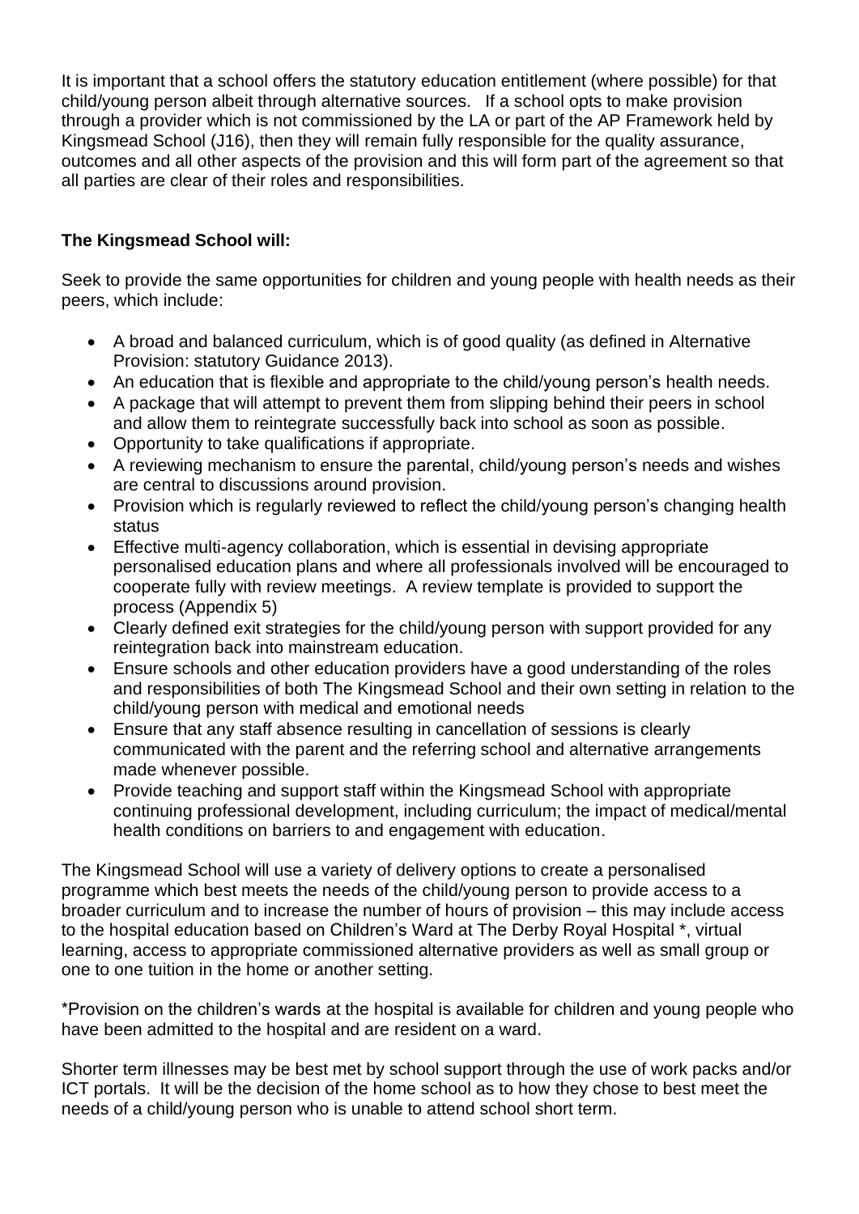It is important that a school offers the statutory education entitlement (where possible) for that child/young person albeit through alternative sources. If a school opts to make provision through a provider which is not commissioned by the LA or part of the AP Framework held by Kingsmead School (J16), then they will remain fully responsible for the quality assurance, outcomes and all other aspects of the provision and this will form part of the agreement so that all parties are clear of their roles and responsibilities.

**The Kingsmead School will:**

Seek to provide the same opportunities for children and young people with health needs as their peers, which include:

- A broad and balanced curriculum, which is of good quality (as defined in Alternative Provision: statutory Guidance 2013).
- An education that is flexible and appropriate to the child/young person's health needs.
- A package that will attempt to prevent them from slipping behind their peers in school and allow them to reintegrate successfully back into school as soon as possible.
- Opportunity to take qualifications if appropriate.
- A reviewing mechanism to ensure the parental, child/young person's needs and wishes are central to discussions around provision.
- Provision which is regularly reviewed to reflect the child/young person's changing health status
- Effective multi-agency collaboration, which is essential in devising appropriate personalised education plans and where all professionals involved will be encouraged to cooperate fully with review meetings. A review template is provided to support the process (Appendix 5)
- Clearly defined exit strategies for the child/young person with support provided for any reintegration back into mainstream education.
- Ensure schools and other education providers have a good understanding of the roles and responsibilities of both The Kingsmead School and their own setting in relation to the child/young person with medical and emotional needs
- Ensure that any staff absence resulting in cancellation of sessions is clearly communicated with the parent and the referring school and alternative arrangements made whenever possible.
- Provide teaching and support staff within the Kingsmead School with appropriate continuing professional development, including curriculum; the impact of medical/mental health conditions on barriers to and engagement with education.

The Kingsmead School will use a variety of delivery options to create a personalised programme which best meets the needs of the child/young person to provide access to a broader curriculum and to increase the number of hours of provision – this may include access to the hospital education based on Children's Ward at The Derby Royal Hospital *, virtual learning, access to appropriate commissioned alternative providers as well as small group or one to one tuition in the home or another setting.

*Provision on the children's wards at the hospital is available for children and young people who have been admitted to the hospital and are resident on a ward.

Shorter term illnesses may be best met by school support through the use of work packs and/or ICT portals. It will be the decision of the home school as to how they chose to best meet the needs of a child/young person who is unable to attend school short term.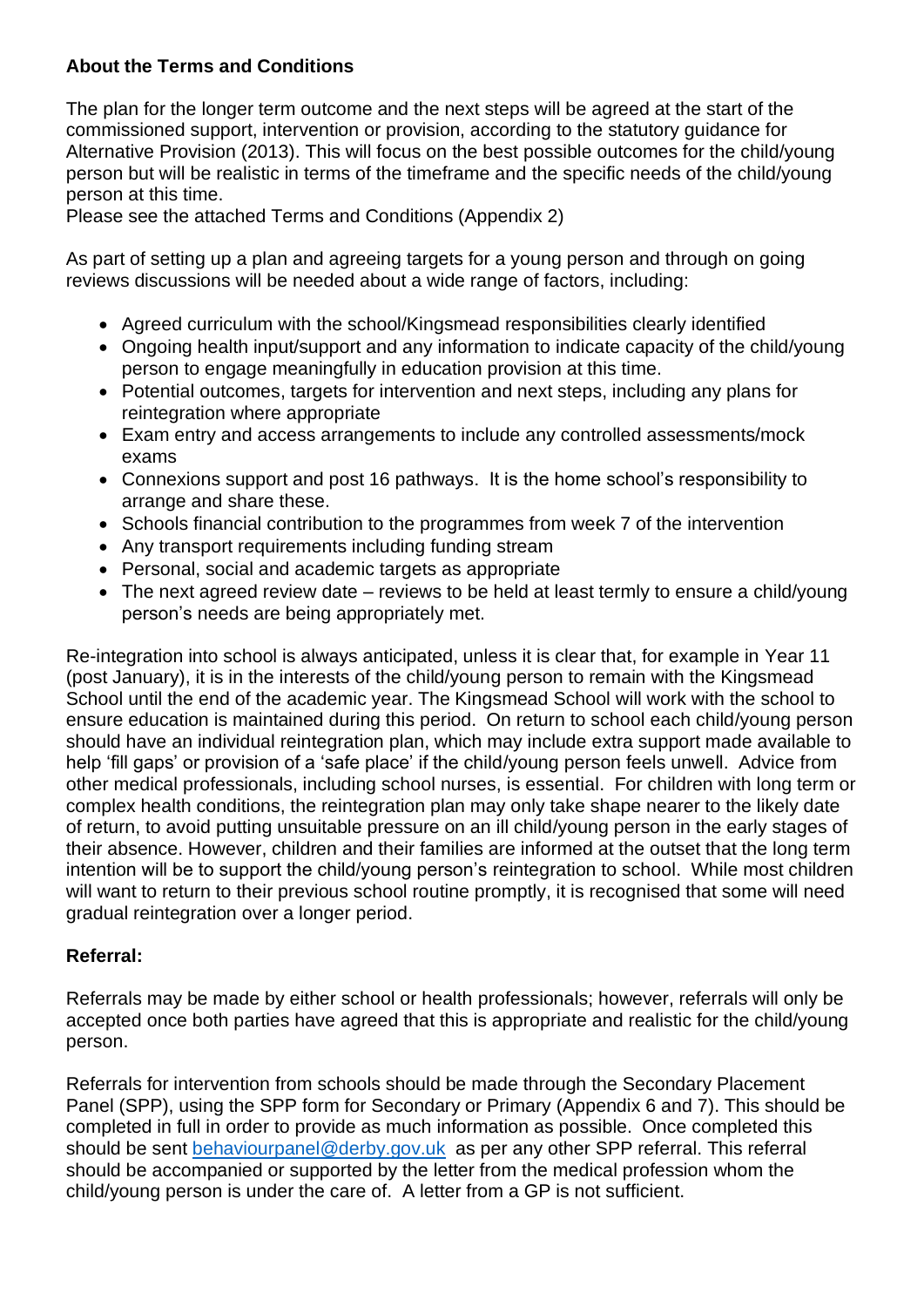**About the Terms and Conditions**

The plan for the longer term outcome and the next steps will be agreed at the start of the commissioned support, intervention or provision, according to the statutory guidance for Alternative Provision (2013). This will focus on the best possible outcomes for the child/young person but will be realistic in terms of the timeframe and the specific needs of the child/young person at this time.
Please see the attached Terms and Conditions (Appendix 2)

As part of setting up a plan and agreeing targets for a young person and through on going reviews discussions will be needed about a wide range of factors, including:

- Agreed curriculum with the school/Kingsmead responsibilities clearly identified
- Ongoing health input/support and any information to indicate capacity of the child/young person to engage meaningfully in education provision at this time.
- Potential outcomes, targets for intervention and next steps, including any plans for reintegration where appropriate
- Exam entry and access arrangements to include any controlled assessments/mock exams
- Connexions support and post 16 pathways. It is the home school's responsibility to arrange and share these.
- Schools financial contribution to the programmes from week 7 of the intervention
- Any transport requirements including funding stream
- Personal, social and academic targets as appropriate
- The next agreed review date – reviews to be held at least termly to ensure a child/young person's needs are being appropriately met.

Re-integration into school is always anticipated, unless it is clear that, for example in Year 11 (post January), it is in the interests of the child/young person to remain with the Kingsmead School until the end of the academic year. The Kingsmead School will work with the school to ensure education is maintained during this period. On return to school each child/young person should have an individual reintegration plan, which may include extra support made available to help 'fill gaps' or provision of a 'safe place' if the child/young person feels unwell. Advice from other medical professionals, including school nurses, is essential. For children with long term or complex health conditions, the reintegration plan may only take shape nearer to the likely date of return, to avoid putting unsuitable pressure on an ill child/young person in the early stages of their absence. However, children and their families are informed at the outset that the long term intention will be to support the child/young person's reintegration to school. While most children will want to return to their previous school routine promptly, it is recognised that some will need gradual reintegration over a longer period.

**Referral:**

Referrals may be made by either school or health professionals; however, referrals will only be accepted once both parties have agreed that this is appropriate and realistic for the child/young person.

Referrals for intervention from schools should be made through the Secondary Placement Panel (SPP), using the SPP form for Secondary or Primary (Appendix 6 and 7). This should be completed in full in order to provide as much information as possible. Once completed this should be sent behaviourpanel@derby.gov.uk as per any other SPP referral. This referral should be accompanied or supported by the letter from the medical profession whom the child/young person is under the care of. A letter from a GP is not sufficient.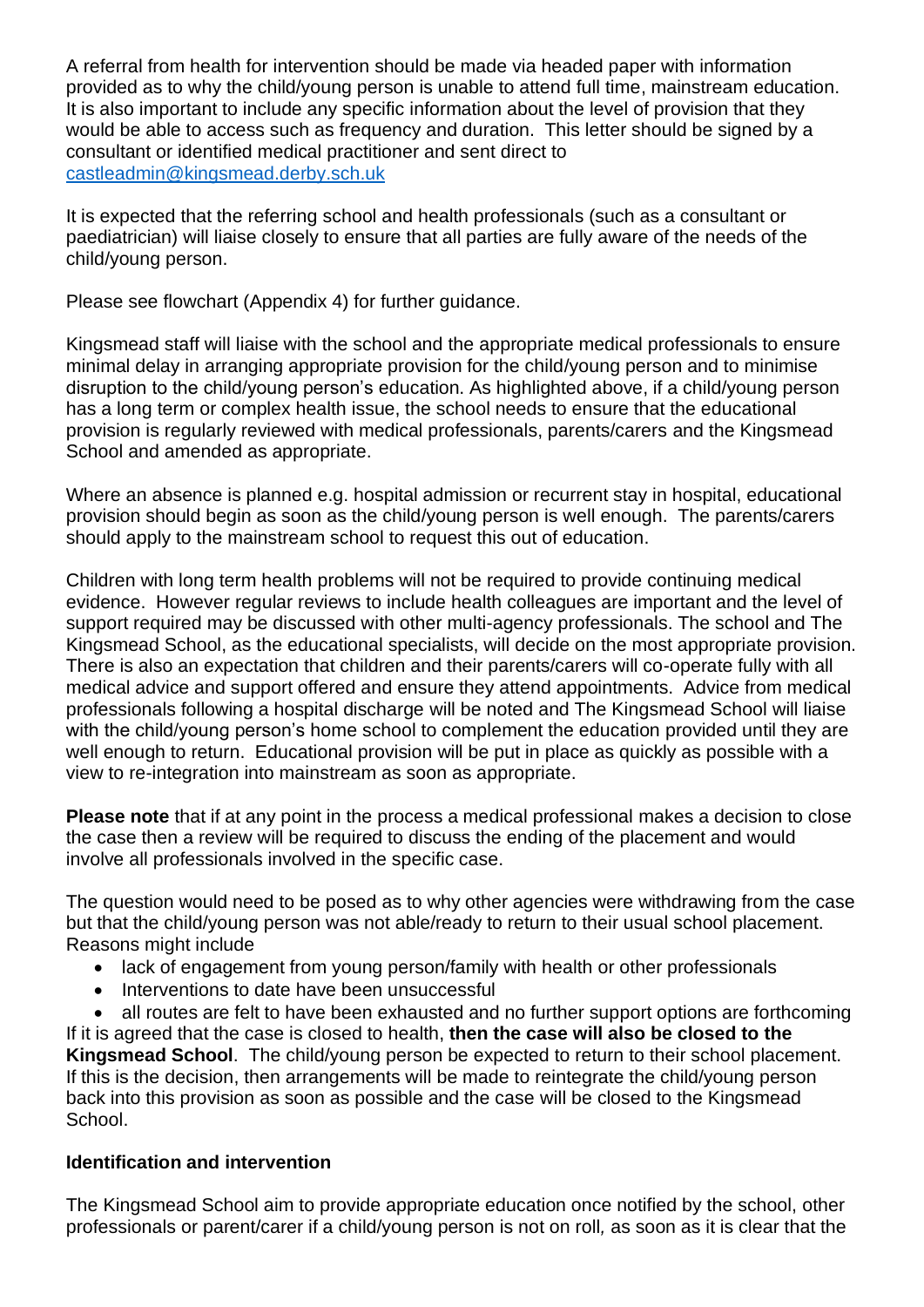A referral from health for intervention should be made via headed paper with information provided as to why the child/young person is unable to attend full time, mainstream education. It is also important to include any specific information about the level of provision that they would be able to access such as frequency and duration. This letter should be signed by a consultant or identified medical practitioner and sent direct to [castleadmin@kingsmead.derby.sch.uk](mailto:castleadmin@kingsmead.derby.sch.uk)

It is expected that the referring school and health professionals (such as a consultant or paediatrician) will liaise closely to ensure that all parties are fully aware of the needs of the child/young person.

Please see flowchart (Appendix 4) for further guidance.

Kingsmead staff will liaise with the school and the appropriate medical professionals to ensure minimal delay in arranging appropriate provision for the child/young person and to minimise disruption to the child/young person's education. As highlighted above, if a child/young person has a long term or complex health issue, the school needs to ensure that the educational provision is regularly reviewed with medical professionals, parents/carers and the Kingsmead School and amended as appropriate.

Where an absence is planned e.g. hospital admission or recurrent stay in hospital, educational provision should begin as soon as the child/young person is well enough. The parents/carers should apply to the mainstream school to request this out of education.

Children with long term health problems will not be required to provide continuing medical evidence. However regular reviews to include health colleagues are important and the level of support required may be discussed with other multi-agency professionals. The school and The Kingsmead School, as the educational specialists, will decide on the most appropriate provision. There is also an expectation that children and their parents/carers will co-operate fully with all medical advice and support offered and ensure they attend appointments. Advice from medical professionals following a hospital discharge will be noted and The Kingsmead School will liaise with the child/young person's home school to complement the education provided until they are well enough to return. Educational provision will be put in place as quickly as possible with a view to re-integration into mainstream as soon as appropriate.

**Please note** that if at any point in the process a medical professional makes a decision to close the case then a review will be required to discuss the ending of the placement and would involve all professionals involved in the specific case.

The question would need to be posed as to why other agencies were withdrawing from the case but that the child/young person was not able/ready to return to their usual school placement. Reasons might include

- lack of engagement from young person/family with health or other professionals
- Interventions to date have been unsuccessful
- all routes are felt to have been exhausted and no further support options are forthcoming

If it is agreed that the case is closed to health, **then the case will also be closed to the Kingsmead School**. The child/young person be expected to return to their school placement. If this is the decision, then arrangements will be made to reintegrate the child/young person back into this provision as soon as possible and the case will be closed to the Kingsmead School.

### Identification and intervention

The Kingsmead School aim to provide appropriate education once notified by the school, other professionals or parent/carer if a child/young person is not on roll*,* as soon as it is clear that the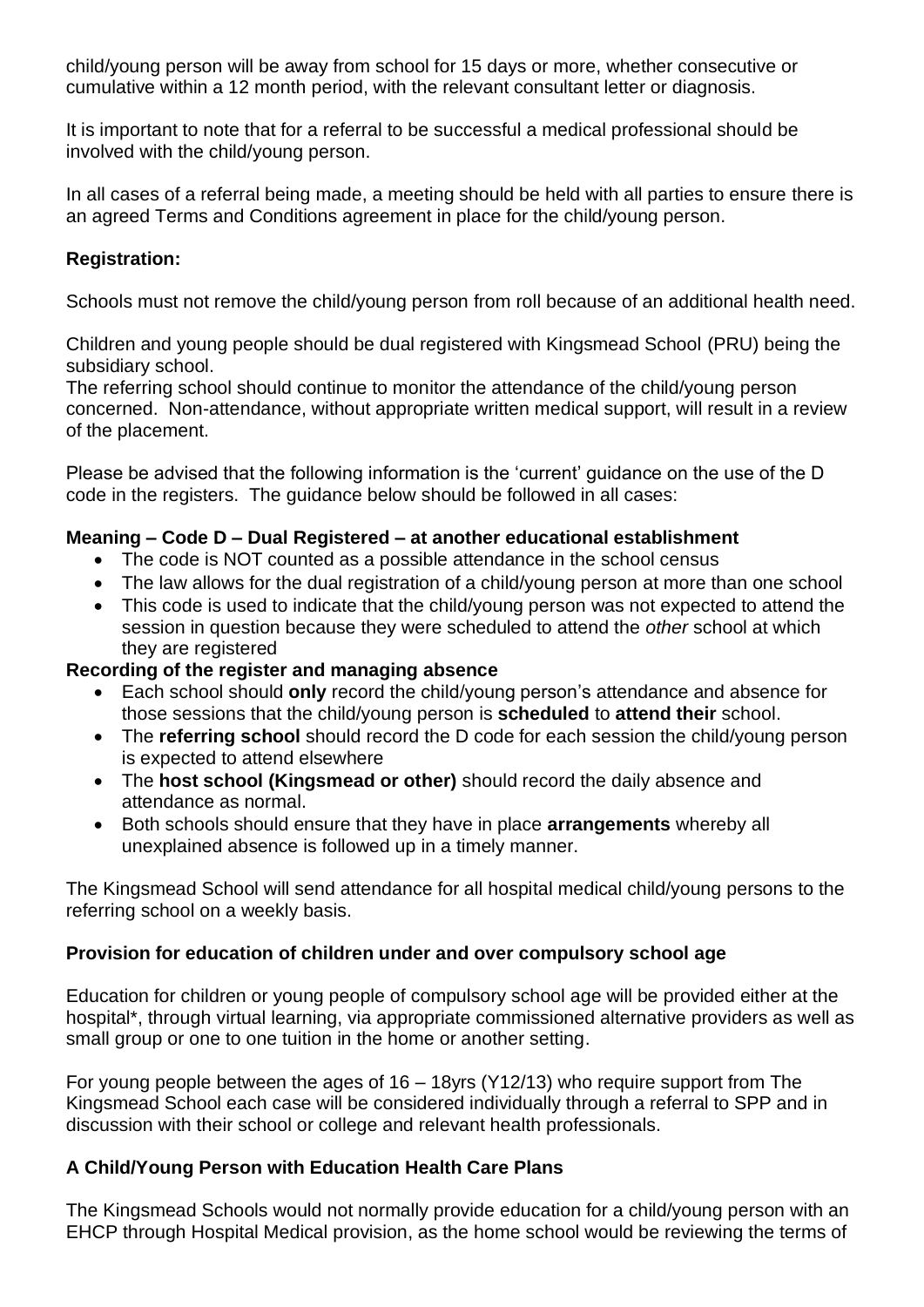child/young person will be away from school for 15 days or more, whether consecutive or cumulative within a 12 month period, with the relevant consultant letter or diagnosis.

It is important to note that for a referral to be successful a medical professional should be involved with the child/young person.

In all cases of a referral being made, a meeting should be held with all parties to ensure there is an agreed Terms and Conditions agreement in place for the child/young person.

**Registration:**

Schools must not remove the child/young person from roll because of an additional health need.

Children and young people should be dual registered with Kingsmead School (PRU) being the subsidiary school.
The referring school should continue to monitor the attendance of the child/young person concerned. Non-attendance, without appropriate written medical support, will result in a review of the placement.

Please be advised that the following information is the 'current' guidance on the use of the D code in the registers. The guidance below should be followed in all cases:

**Meaning – Code D – Dual Registered – at another educational establishment**

- The code is NOT counted as a possible attendance in the school census
- The law allows for the dual registration of a child/young person at more than one school
- This code is used to indicate that the child/young person was not expected to attend the session in question because they were scheduled to attend the *other* school at which they are registered

**Recording of the register and managing absence**

- Each school should **only** record the child/young person's attendance and absence for those sessions that the child/young person is **scheduled** to **attend their** school.
- The **referring school** should record the D code for each session the child/young person is expected to attend elsewhere
- The **host school (Kingsmead or other)** should record the daily absence and attendance as normal.
- Both schools should ensure that they have in place **arrangements** whereby all unexplained absence is followed up in a timely manner.

The Kingsmead School will send attendance for all hospital medical child/young persons to the referring school on a weekly basis.

**Provision for education of children under and over compulsory school age**

Education for children or young people of compulsory school age will be provided either at the hospital*, through virtual learning, via appropriate commissioned alternative providers as well as small group or one to one tuition in the home or another setting.

For young people between the ages of 16 – 18yrs (Y12/13) who require support from The Kingsmead School each case will be considered individually through a referral to SPP and in discussion with their school or college and relevant health professionals.

**A Child/Young Person with Education Health Care Plans**

The Kingsmead Schools would not normally provide education for a child/young person with an EHCP through Hospital Medical provision, as the home school would be reviewing the terms of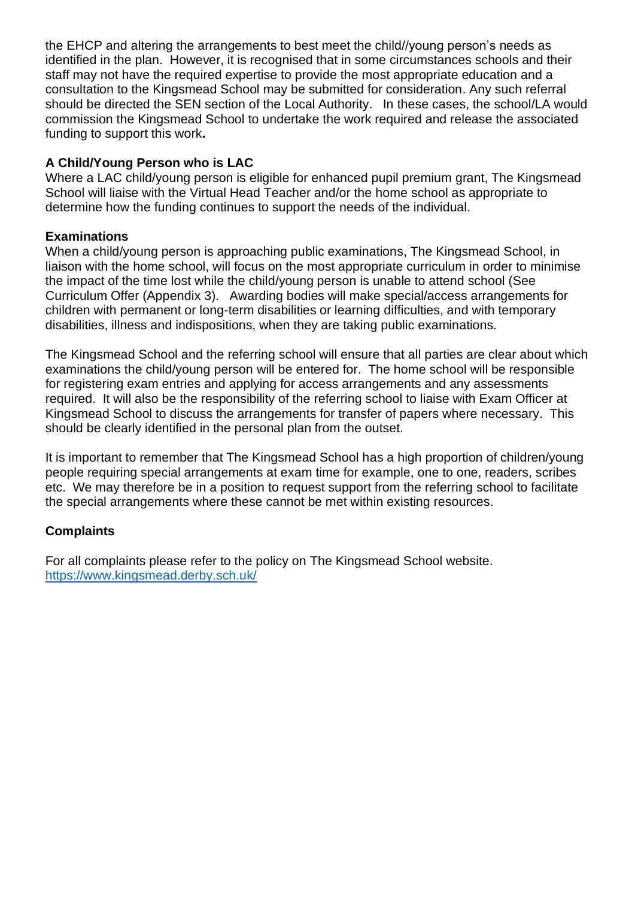the EHCP and altering the arrangements to best meet the child//young person's needs as identified in the plan. However, it is recognised that in some circumstances schools and their staff may not have the required expertise to provide the most appropriate education and a consultation to the Kingsmead School may be submitted for consideration. Any such referral should be directed the SEN section of the Local Authority. In these cases, the school/LA would commission the Kingsmead School to undertake the work required and release the associated funding to support this work**.**

**A Child/Young Person who is LAC**

Where a LAC child/young person is eligible for enhanced pupil premium grant, The Kingsmead School will liaise with the Virtual Head Teacher and/or the home school as appropriate to determine how the funding continues to support the needs of the individual.

**Examinations**

When a child/young person is approaching public examinations, The Kingsmead School, in liaison with the home school, will focus on the most appropriate curriculum in order to minimise the impact of the time lost while the child/young person is unable to attend school (See Curriculum Offer (Appendix 3). Awarding bodies will make special/access arrangements for children with permanent or long-term disabilities or learning difficulties, and with temporary disabilities, illness and indispositions, when they are taking public examinations.

The Kingsmead School and the referring school will ensure that all parties are clear about which examinations the child/young person will be entered for. The home school will be responsible for registering exam entries and applying for access arrangements and any assessments required. It will also be the responsibility of the referring school to liaise with Exam Officer at Kingsmead School to discuss the arrangements for transfer of papers where necessary. This should be clearly identified in the personal plan from the outset.

It is important to remember that The Kingsmead School has a high proportion of children/young people requiring special arrangements at exam time for example, one to one, readers, scribes etc. We may therefore be in a position to request support from the referring school to facilitate the special arrangements where these cannot be met within existing resources.

**Complaints**

For all complaints please refer to the policy on The Kingsmead School website.
https://www.kingsmead.derby.sch.uk/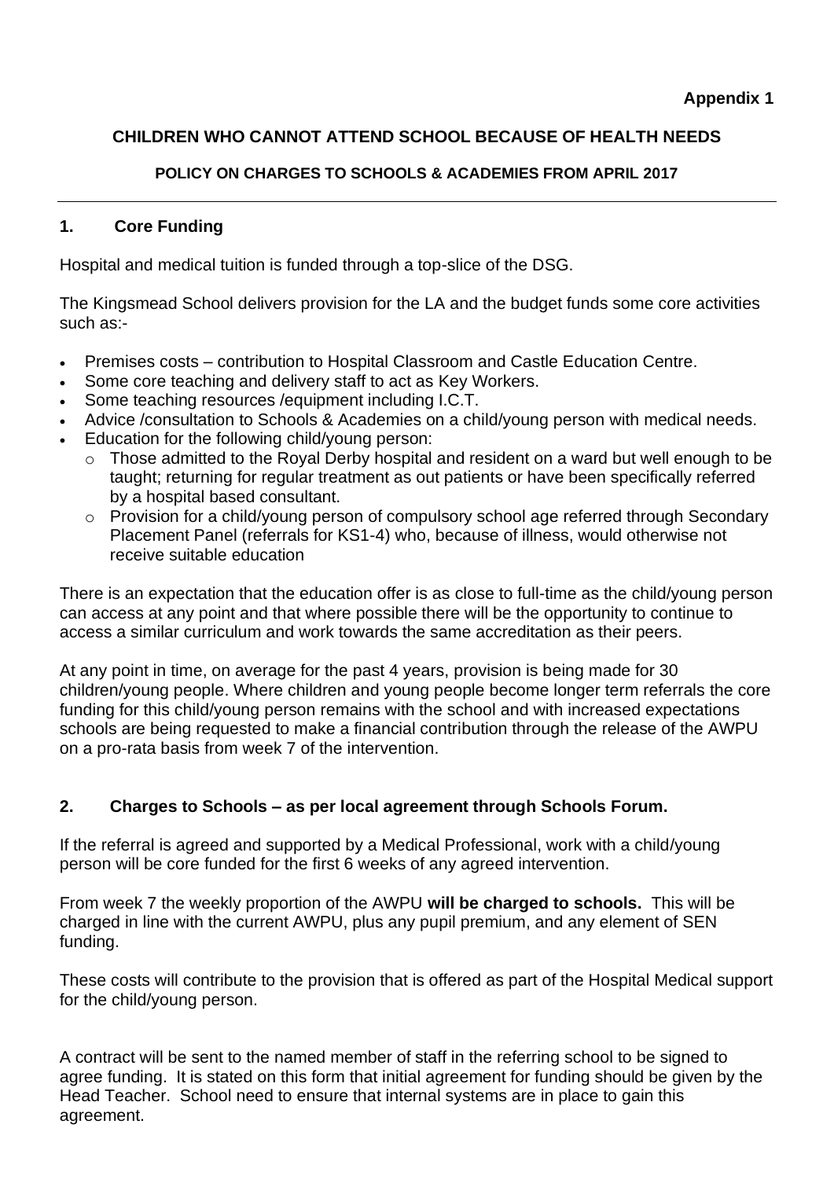**Appendix 1**

# CHILDREN WHO CANNOT ATTEND SCHOOL BECAUSE OF HEALTH NEEDS

## POLICY ON CHARGES TO SCHOOLS & ACADEMIES FROM APRIL 2017

---

## 1. Core Funding

Hospital and medical tuition is funded through a top-slice of the DSG.

The Kingsmead School delivers provision for the LA and the budget funds some core activities such as:-

- Premises costs – contribution to Hospital Classroom and Castle Education Centre.
- Some core teaching and delivery staff to act as Key Workers.
- Some teaching resources /equipment including I.C.T.
- Advice /consultation to Schools & Academies on a child/young person with medical needs.
- Education for the following child/young person:
    - Those admitted to the Royal Derby hospital and resident on a ward but well enough to be taught; returning for regular treatment as out patients or have been specifically referred by a hospital based consultant.
    - Provision for a child/young person of compulsory school age referred through Secondary Placement Panel (referrals for KS1-4) who, because of illness, would otherwise not receive suitable education

There is an expectation that the education offer is as close to full-time as the child/young person can access at any point and that where possible there will be the opportunity to continue to access a similar curriculum and work towards the same accreditation as their peers.

At any point in time, on average for the past 4 years, provision is being made for 30 children/young people. Where children and young people become longer term referrals the core funding for this child/young person remains with the school and with increased expectations schools are being requested to make a financial contribution through the release of the AWPU on a pro-rata basis from week 7 of the intervention.

## 2. Charges to Schools – as per local agreement through Schools Forum.

If the referral is agreed and supported by a Medical Professional, work with a child/young person will be core funded for the first 6 weeks of any agreed intervention.

From week 7 the weekly proportion of the AWPU **will be charged to schools.** This will be charged in line with the current AWPU, plus any pupil premium, and any element of SEN funding.

These costs will contribute to the provision that is offered as part of the Hospital Medical support for the child/young person.

A contract will be sent to the named member of staff in the referring school to be signed to agree funding. It is stated on this form that initial agreement for funding should be given by the Head Teacher. School need to ensure that internal systems are in place to gain this agreement.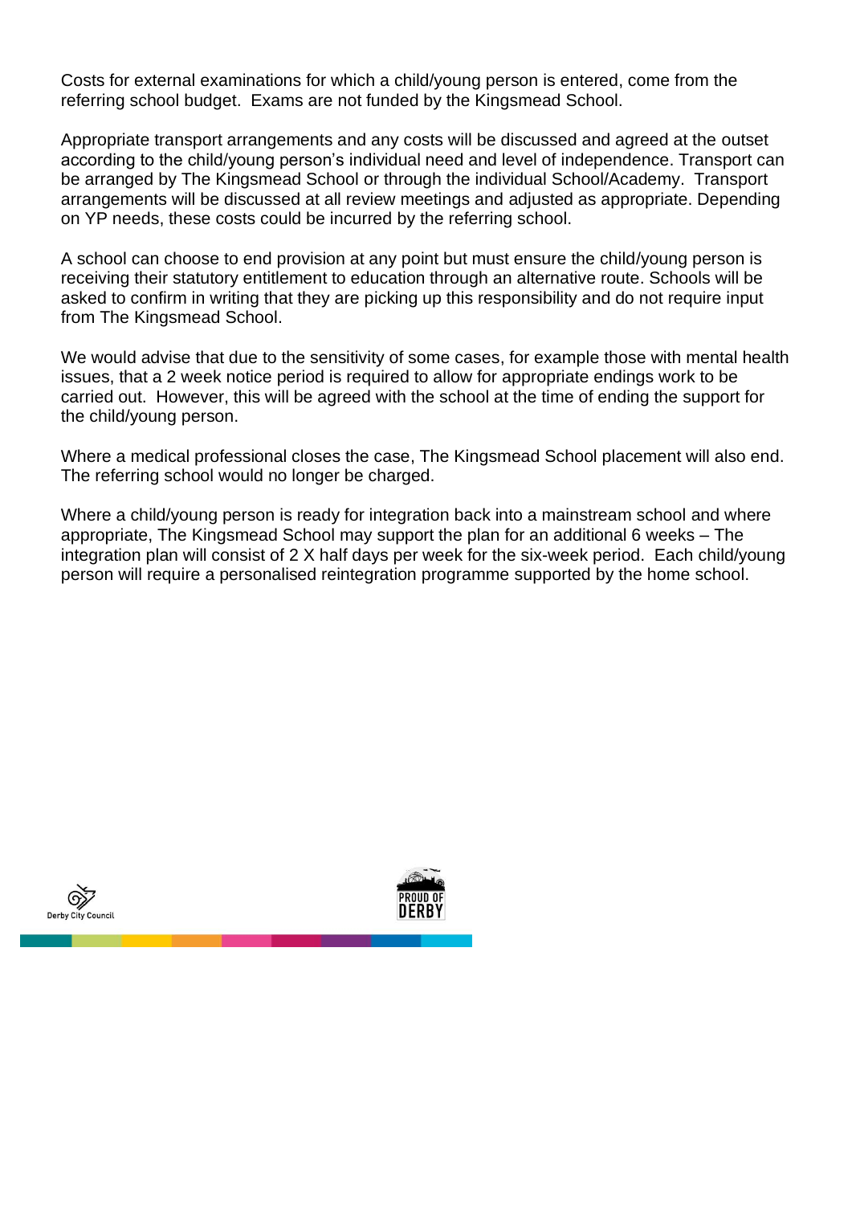Costs for external examinations for which a child/young person is entered, come from the referring school budget. Exams are not funded by the Kingsmead School.

Appropriate transport arrangements and any costs will be discussed and agreed at the outset according to the child/young person's individual need and level of independence. Transport can be arranged by The Kingsmead School or through the individual School/Academy. Transport arrangements will be discussed at all review meetings and adjusted as appropriate. Depending on YP needs, these costs could be incurred by the referring school.

A school can choose to end provision at any point but must ensure the child/young person is receiving their statutory entitlement to education through an alternative route. Schools will be asked to confirm in writing that they are picking up this responsibility and do not require input from The Kingsmead School.

We would advise that due to the sensitivity of some cases, for example those with mental health issues, that a 2 week notice period is required to allow for appropriate endings work to be carried out. However, this will be agreed with the school at the time of ending the support for the child/young person.

Where a medical professional closes the case, The Kingsmead School placement will also end. The referring school would no longer be charged.

Where a child/young person is ready for integration back into a mainstream school and where appropriate, The Kingsmead School may support the plan for an additional 6 weeks – The integration plan will consist of 2 X half days per week for the six-week period. Each child/young person will require a personalised reintegration programme supported by the home school.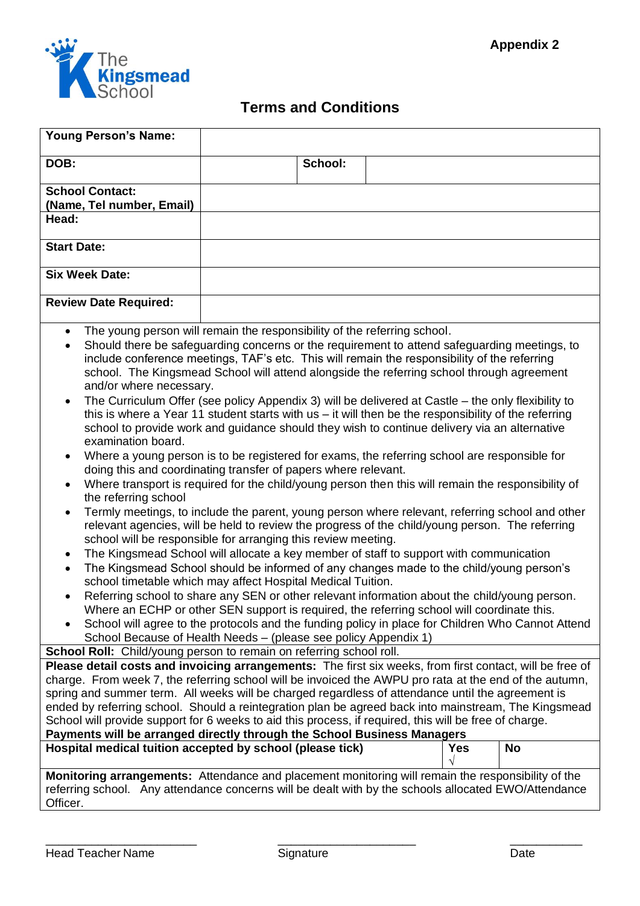Appendix 2

The Kingsmead School

## Terms and Conditions

| **Young Person's Name:** | | | |
|---|---|---|---|
| **DOB:** | | **School:** | |
| **School Contact: (Name, Tel number, Email)** | | | |
| **Head:** | | | |
| **Start Date:** | | | |
| **Six Week Date:** | | | |
| **Review Date Required:** | | | |

- The young person will remain the responsibility of the referring school.
- Should there be safeguarding concerns or the requirement to attend safeguarding meetings, to include conference meetings, TAF's etc. This will remain the responsibility of the referring school. The Kingsmead School will attend alongside the referring school through agreement and/or where necessary.
- The Curriculum Offer (see policy Appendix 3) will be delivered at Castle – the only flexibility to this is where a Year 11 student starts with us – it will then be the responsibility of the referring school to provide work and guidance should they wish to continue delivery via an alternative examination board.
- Where a young person is to be registered for exams, the referring school are responsible for doing this and coordinating transfer of papers where relevant.
- Where transport is required for the child/young person then this will remain the responsibility of the referring school
- Termly meetings, to include the parent, young person where relevant, referring school and other relevant agencies, will be held to review the progress of the child/young person. The referring school will be responsible for arranging this review meeting.
- The Kingsmead School will allocate a key member of staff to support with communication
- The Kingsmead School should be informed of any changes made to the child/young person's school timetable which may affect Hospital Medical Tuition.
- Referring school to share any SEN or other relevant information about the child/young person. Where an ECHP or other SEN support is required, the referring school will coordinate this.
- School will agree to the protocols and the funding policy in place for Children Who Cannot Attend School Because of Health Needs – (please see policy Appendix 1)

**School Roll:** Child/young person to remain on referring school roll.

**Please detail costs and invoicing arrangements:** The first six weeks, from first contact, will be free of charge. From week 7, the referring school will be invoiced the AWPU pro rata at the end of the autumn, spring and summer term. All weeks will be charged regardless of attendance until the agreement is ended by referring school. Should a reintegration plan be agreed back into mainstream, The Kingsmead School will provide support for 6 weeks to aid this process, if required, this will be free of charge.

**Payments will be arranged directly through the School Business Managers**

| **Hospital medical tuition accepted by school (please tick)** | **Yes** √ | **No** |
|---|---|---|

**Monitoring arrangements:** Attendance and placement monitoring will remain the responsibility of the referring school. Any attendance concerns will be dealt with by the schools allocated EWO/Attendance Officer.

| ________________________ | ______________________ | ___________ |
|---|---|---|
| Head Teacher Name | Signature | Date |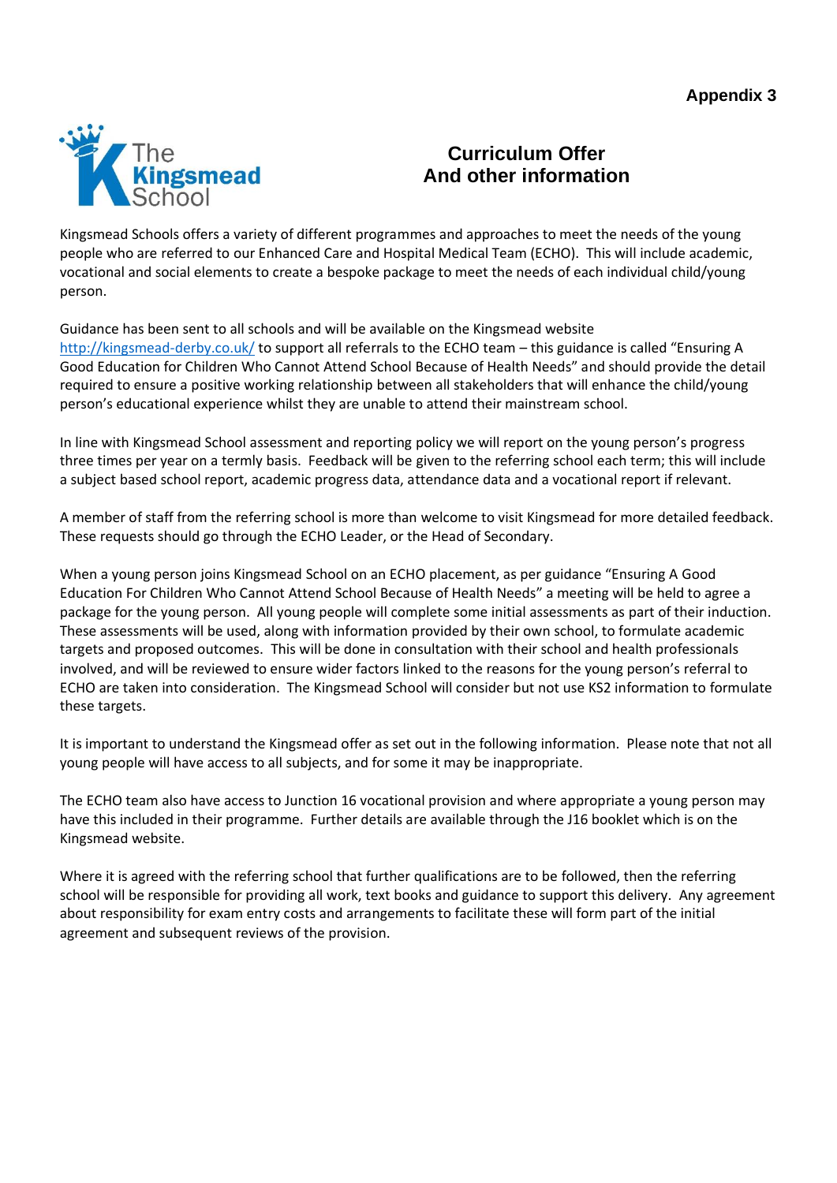**Appendix 3**

# Curriculum Offer
# And other information

Kingsmead Schools offers a variety of different programmes and approaches to meet the needs of the young people who are referred to our Enhanced Care and Hospital Medical Team (ECHO). This will include academic, vocational and social elements to create a bespoke package to meet the needs of each individual child/young person.

Guidance has been sent to all schools and will be available on the Kingsmead website http://kingsmead-derby.co.uk/ to support all referrals to the ECHO team – this guidance is called "Ensuring A Good Education for Children Who Cannot Attend School Because of Health Needs" and should provide the detail required to ensure a positive working relationship between all stakeholders that will enhance the child/young person's educational experience whilst they are unable to attend their mainstream school.

In line with Kingsmead School assessment and reporting policy we will report on the young person's progress three times per year on a termly basis. Feedback will be given to the referring school each term; this will include a subject based school report, academic progress data, attendance data and a vocational report if relevant.

A member of staff from the referring school is more than welcome to visit Kingsmead for more detailed feedback. These requests should go through the ECHO Leader, or the Head of Secondary.

When a young person joins Kingsmead School on an ECHO placement, as per guidance "Ensuring A Good Education For Children Who Cannot Attend School Because of Health Needs" a meeting will be held to agree a package for the young person. All young people will complete some initial assessments as part of their induction. These assessments will be used, along with information provided by their own school, to formulate academic targets and proposed outcomes. This will be done in consultation with their school and health professionals involved, and will be reviewed to ensure wider factors linked to the reasons for the young person's referral to ECHO are taken into consideration. The Kingsmead School will consider but not use KS2 information to formulate these targets.

It is important to understand the Kingsmead offer as set out in the following information. Please note that not all young people will have access to all subjects, and for some it may be inappropriate.

The ECHO team also have access to Junction 16 vocational provision and where appropriate a young person may have this included in their programme. Further details are available through the J16 booklet which is on the Kingsmead website.

Where it is agreed with the referring school that further qualifications are to be followed, then the referring school will be responsible for providing all work, text books and guidance to support this delivery. Any agreement about responsibility for exam entry costs and arrangements to facilitate these will form part of the initial agreement and subsequent reviews of the provision.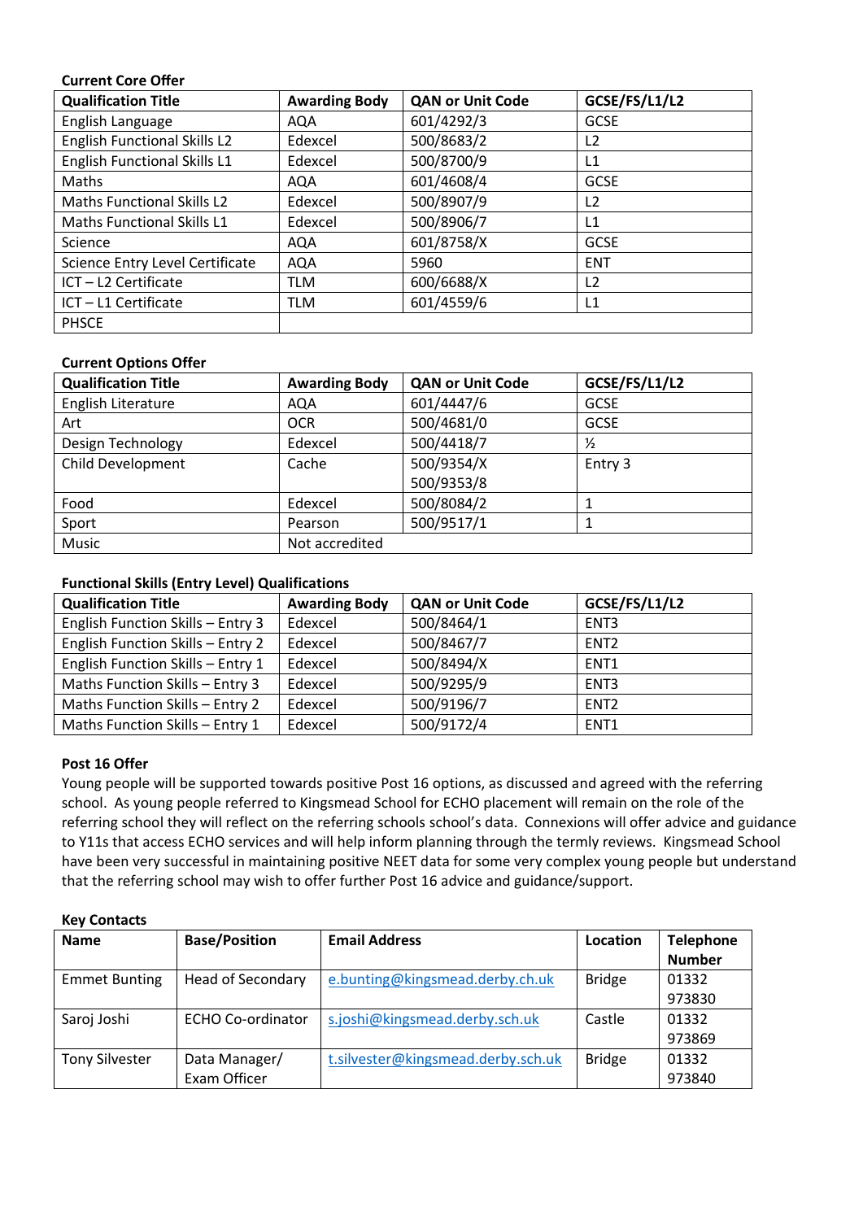**Current Core Offer**

| Qualification Title | Awarding Body | QAN or Unit Code | GCSE/FS/L1/L2 |
|---|---|---|---|
| English Language | AQA | 601/4292/3 | GCSE |
| English Functional Skills L2 | Edexcel | 500/8683/2 | L2 |
| English Functional Skills L1 | Edexcel | 500/8700/9 | L1 |
| Maths | AQA | 601/4608/4 | GCSE |
| Maths Functional Skills L2 | Edexcel | 500/8907/9 | L2 |
| Maths Functional Skills L1 | Edexcel | 500/8906/7 | L1 |
| Science | AQA | 601/8758/X | GCSE |
| Science Entry Level Certificate | AQA | 5960 | ENT |
| ICT – L2 Certificate | TLM | 600/6688/X | L2 |
| ICT – L1 Certificate | TLM | 601/4559/6 | L1 |
| PHSCE | | | |

**Current Options Offer**

| Qualification Title | Awarding Body | QAN or Unit Code | GCSE/FS/L1/L2 |
|---|---|---|---|
| English Literature | AQA | 601/4447/6 | GCSE |
| Art | OCR | 500/4681/0 | GCSE |
| Design Technology | Edexcel | 500/4418/7 | ½ |
| Child Development | Cache | 500/9354/X 500/9353/8 | Entry 3 |
| Food | Edexcel | 500/8084/2 | 1 |
| Sport | Pearson | 500/9517/1 | 1 |
| Music | Not accredited | | |

**Functional Skills (Entry Level) Qualifications**

| Qualification Title | Awarding Body | QAN or Unit Code | GCSE/FS/L1/L2 |
|---|---|---|---|
| English Function Skills – Entry 3 | Edexcel | 500/8464/1 | ENT3 |
| English Function Skills – Entry 2 | Edexcel | 500/8467/7 | ENT2 |
| English Function Skills – Entry 1 | Edexcel | 500/8494/X | ENT1 |
| Maths Function Skills – Entry 3 | Edexcel | 500/9295/9 | ENT3 |
| Maths Function Skills – Entry 2 | Edexcel | 500/9196/7 | ENT2 |
| Maths Function Skills – Entry 1 | Edexcel | 500/9172/4 | ENT1 |

**Post 16 Offer**

Young people will be supported towards positive Post 16 options, as discussed and agreed with the referring school. As young people referred to Kingsmead School for ECHO placement will remain on the role of the referring school they will reflect on the referring schools school's data. Connexions will offer advice and guidance to Y11s that access ECHO services and will help inform planning through the termly reviews. Kingsmead School have been very successful in maintaining positive NEET data for some very complex young people but understand that the referring school may wish to offer further Post 16 advice and guidance/support.

**Key Contacts**

| Name | Base/Position | Email Address | Location | Telephone Number |
|---|---|---|---|---|
| Emmet Bunting | Head of Secondary | e.bunting@kingsmead.derby.ch.uk | Bridge | 01332 973830 |
| Saroj Joshi | ECHO Co-ordinator | s.joshi@kingsmead.derby.sch.uk | Castle | 01332 973869 |
| Tony Silvester | Data Manager/ Exam Officer | t.silvester@kingsmead.derby.sch.uk | Bridge | 01332 973840 |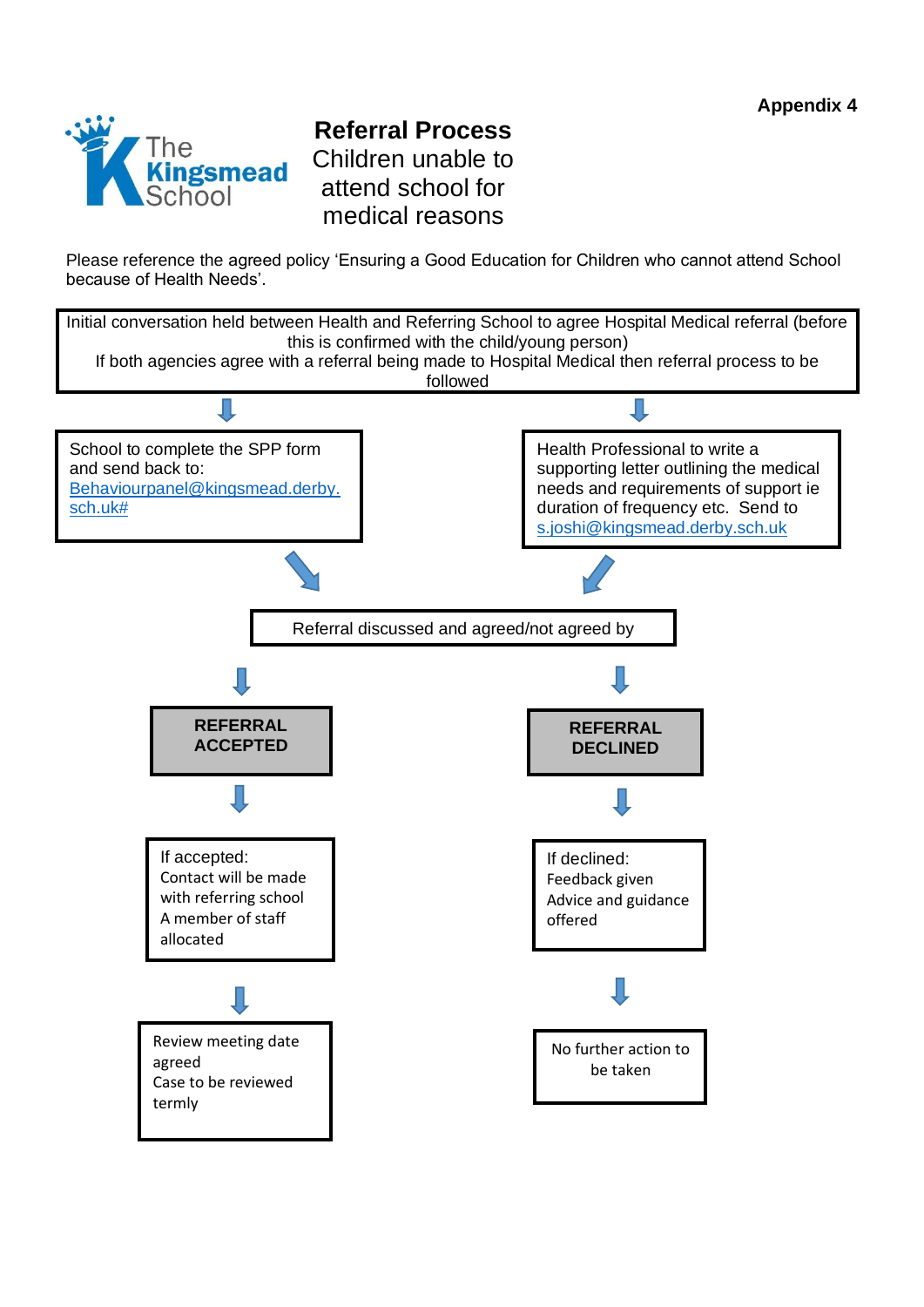**Appendix 4**

# Referral Process
## Children unable to attend school for medical reasons

Please reference the agreed policy 'Ensuring a Good Education for Children who cannot attend School because of Health Needs'.

Initial conversation held between Health and Referring School to agree Hospital Medical referral (before this is confirmed with the child/young person)
If both agencies agree with a referral being made to Hospital Medical then referral process to be followed

↓

School to complete the SPP form and send back to: Behaviourpanel@kingsmead.derby.sch.uk#

Health Professional to write a supporting letter outlining the medical needs and requirements of support ie duration of frequency etc. Send to s.joshi@kingsmead.derby.sch.uk

↓

Referral discussed and agreed/not agreed by

↓

**REFERRAL ACCEPTED**

If accepted:
Contact will be made with referring school
A member of staff allocated

Review meeting date agreed
Case to be reviewed termly

**REFERRAL DECLINED**

If declined:
Feedback given
Advice and guidance offered

No further action to be taken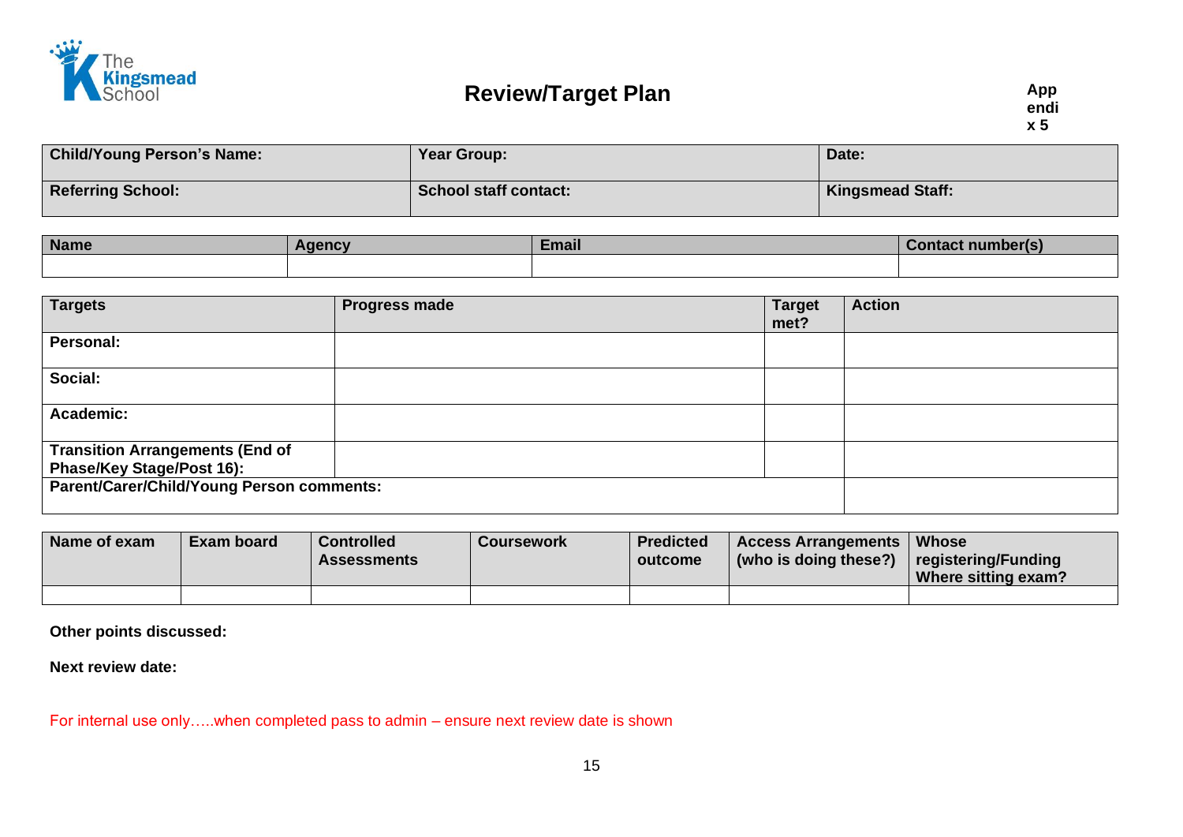# Review/Target Plan

**Appendix 5**

| Child/Young Person's Name: | Year Group: | Date: |
|---|---|---|
| **Referring School:** | **School staff contact:** | **Kingsmead Staff:** |

| Name | Agency | Email | Contact number(s) |
|---|---|---|---|
| | | | |

| Targets | Progress made | Target met? | Action |
|---|---|---|---|
| **Personal:** | | | |
| **Social:** | | | |
| **Academic:** | | | |
| **Transition Arrangements (End of Phase/Key Stage/Post 16):** | | | |
| **Parent/Carer/Child/Young Person comments:** | | | |

| Name of exam | Exam board | Controlled Assessments | Coursework | Predicted outcome | Access Arrangements (who is doing these?) | Whose registering/Funding Where sitting exam? |
|---|---|---|---|---|---|---|
| | | | | | | |

**Other points discussed:**

**Next review date:**

For internal use only…..when completed pass to admin – ensure next review date is shown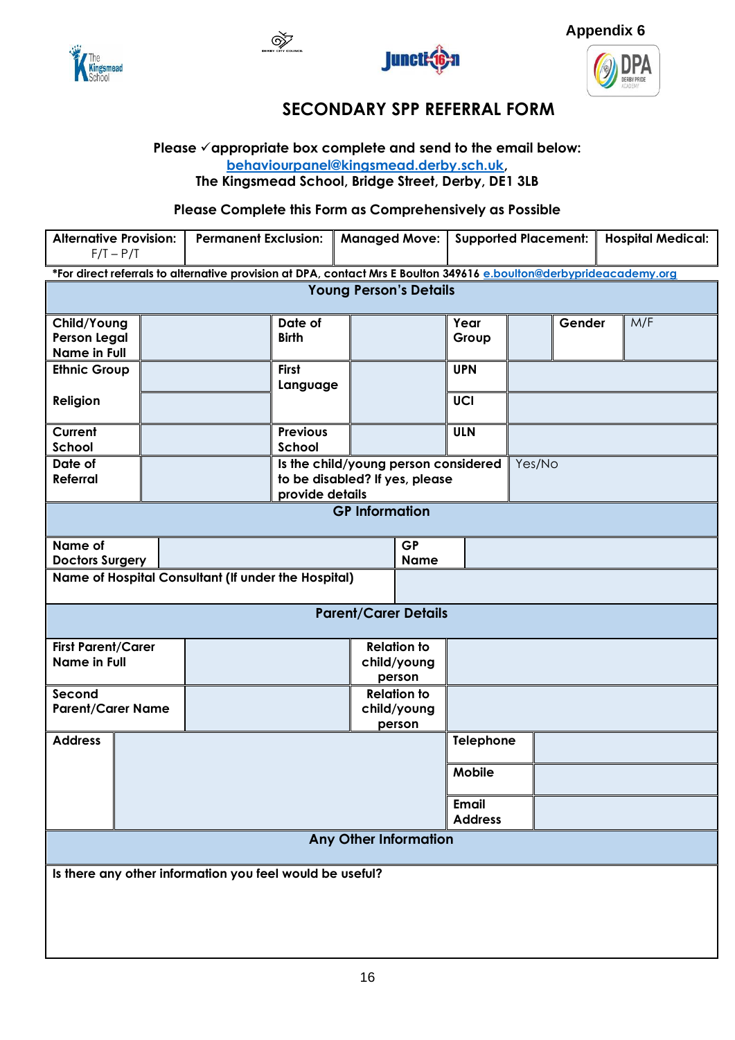Appendix 6

# SECONDARY SPP REFERRAL FORM

**Please ✓appropriate box complete and send to the email below:**
**behaviourpanel@kingsmead.derby.sch.uk,**
**The Kingsmead School, Bridge Street, Derby, DE1 3LB**

**Please Complete this Form as Comprehensively as Possible**

| **Alternative Provision:** F/T – P/T | **Permanent Exclusion:** | **Managed Move:** | **Supported Placement:** | **Hospital Medical:** |
|---|---|---|---|---|

***For direct referrals to alternative provision at DPA, contact Mrs E Boulton 349616 e.boulton@derbyprideacademy.org**

**Young Person's Details**

| **Child/Young Person Legal Name in Full** | | **Date of Birth** | | **Year Group** | | **Gender** | M/F |
|---|---|---|---|---|---|---|---|
| **Ethnic Group** | | **First Language** | | **UPN** | | | |
| **Religion** | | | | **UCI** | | | |
| **Current School** | | **Previous School** | | **ULN** | | | |
| **Date of Referral** | | **Is the child/young person considered to be disabled? If yes, please provide details** | | | Yes/No | | |

**GP Information**

| **Name of Doctors Surgery** | | **GP Name** | |
|---|---|---|---|
| **Name of Hospital Consultant (If under the Hospital)** | | | |

**Parent/Carer Details**

| **First Parent/Carer Name in Full** | | **Relation to child/young person** | | |
|---|---|---|---|---|
| **Second Parent/Carer Name** | | **Relation to child/young person** | | |
| **Address** | | | **Telephone** | |
| | | | **Mobile** | |
| | | | **Email Address** | |

**Any Other Information**

**Is there any other information you feel would be useful?**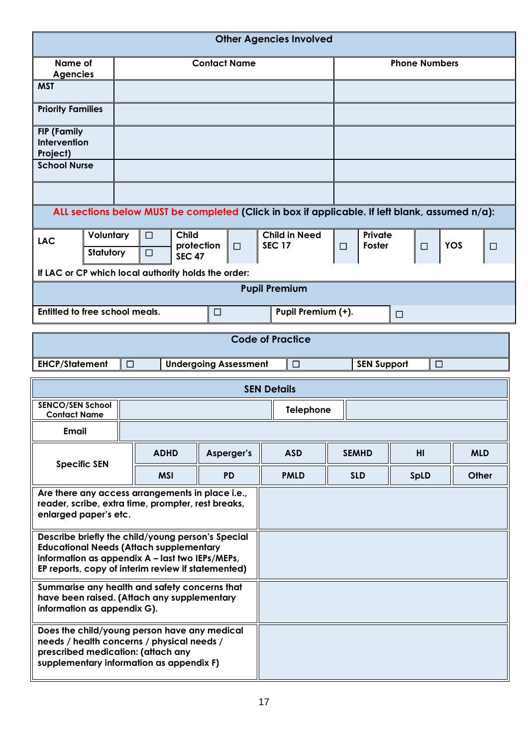| Other Agencies Involved | | |
|---|---|---|
| Name of Agencies | Contact Name | Phone Numbers |
| MST | | |
| Priority Families | | |
| FIP (Family Intervention Project) | | |
| School Nurse | | |
| | | |

**ALL sections below MUST be completed (Click in box if applicable. If left blank, assumed n/a):**

| LAC | Voluntary | ☐ | Child protection SEC 47 | ☐ | Child in Need SEC 17 | ☐ | Private Foster | ☐ | YOS | ☐ |
|---|---|---|---|---|---|---|---|---|---|---|
| | Statutory | ☐ | | | | | | | | |

If LAC or CP which local authority holds the order:

| Pupil Premium | | | |
|---|---|---|---|
| Entitled to free school meals. | ☐ | Pupil Premium (+). | ☐ |

| Code of Practice | | | | | |
|---|---|---|---|---|---|
| EHCP/Statement | ☐ | Undergoing Assessment | ☐ | SEN Support | ☐ |

| SEN Details | | | | | | |
|---|---|---|---|---|---|---|
| SENCO/SEN School Contact Name | | | Telephone | | | |
| Email | | | | | | |
| Specific SEN | ADHD | Asperger's | ASD | SEMHD | HI | MLD |
| | MSI | PD | PMLD | SLD | SpLD | Other |
| Are there any access arrangements in place i.e., reader, scribe, extra time, prompter, rest breaks, enlarged paper's etc. | | | | | | |
| Describe briefly the child/young person's Special Educational Needs (Attach supplementary information as appendix A – last two IEPs/MEPs, EP reports, copy of interim review if statemented) | | | | | | |
| Summarise any health and safety concerns that have been raised. (Attach any supplementary information as appendix G). | | | | | | |
| Does the child/young person have any medical needs / health concerns / physical needs / prescribed medication: (attach any supplementary information as appendix F) | | | | | | |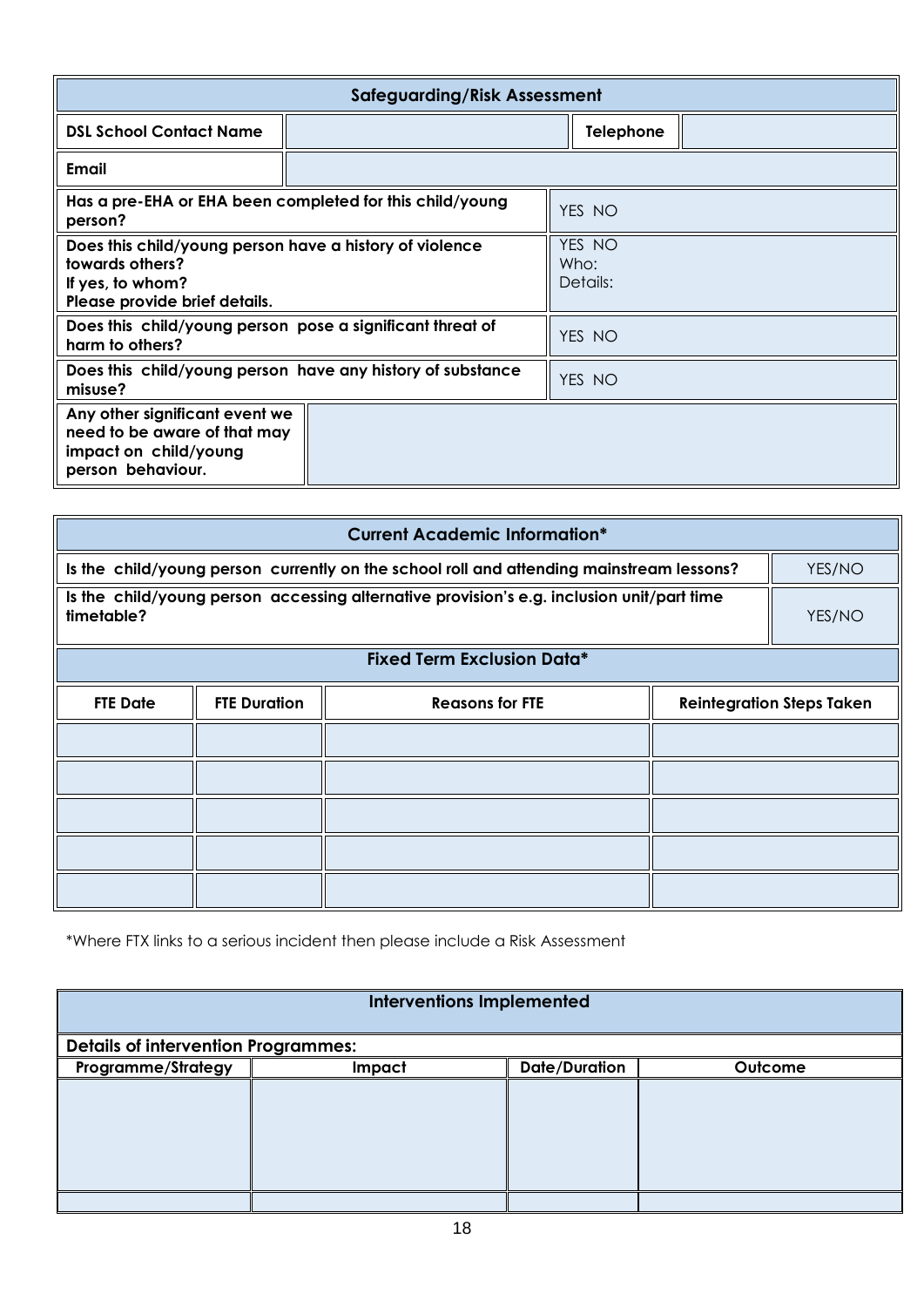| Safeguarding/Risk Assessment | | | |
|---|---|---|---|
| **DSL School Contact Name** | | **Telephone** | |
| **Email** | | | |
| **Has a pre-EHA or EHA been completed for this child/young person?** | | YES NO | |
| **Does this child/young person have a history of violence towards others? If yes, to whom? Please provide brief details.** | | YES NO Who: Details: | |
| **Does this child/young person pose a significant threat of harm to others?** | | YES NO | |
| **Does this child/young person have any history of substance misuse?** | | YES NO | |
| **Any other significant event we need to be aware of that may impact on child/young person behaviour.** | | | |

| Current Academic Information* | |
|---|---|
| **Is the child/young person currently on the school roll and attending mainstream lessons?** | YES/NO |
| **Is the child/young person accessing alternative provision's e.g. inclusion unit/part time timetable?** | YES/NO |

| Fixed Term Exclusion Data* | | | |
|---|---|---|---|
| **FTE Date** | **FTE Duration** | **Reasons for FTE** | **Reintegration Steps Taken** |
| | | | |
| | | | |
| | | | |
| | | | |
| | | | |

*Where FTX links to a serious incident then please include a Risk Assessment

| Interventions Implemented | | | |
|---|---|---|---|
| **Details of intervention Programmes:** | | | |
| **Programme/Strategy** | **Impact** | **Date/Duration** | **Outcome** |
| | | | |
| | | | |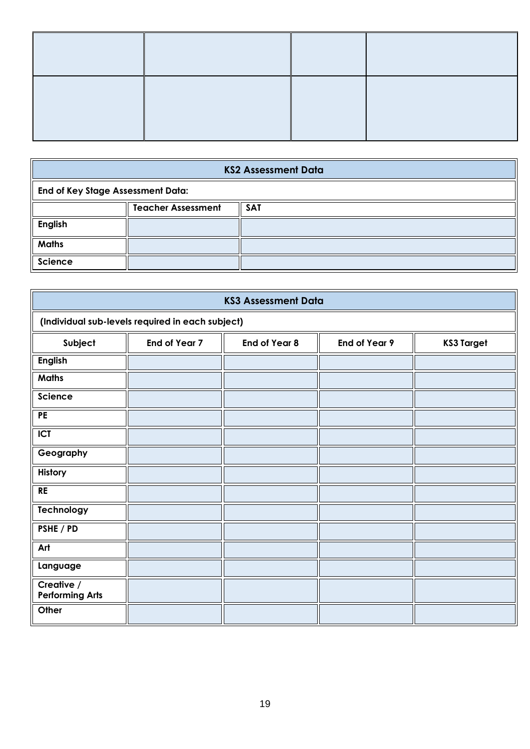| | | | |
|---|---|---|---|
| | | | |
| | | | |

| KS2 Assessment Data | | |
|---|---|---|
| **End of Key Stage Assessment Data:** | | |
| | **Teacher Assessment** | **SAT** |
| **English** | | |
| **Maths** | | |
| **Science** | | |

| KS3 Assessment Data | | | | |
|---|---|---|---|---|
| **(Individual sub-levels required in each subject)** | | | | |
| **Subject** | **End of Year 7** | **End of Year 8** | **End of Year 9** | **KS3 Target** |
| **English** | | | | |
| **Maths** | | | | |
| **Science** | | | | |
| **PE** | | | | |
| **ICT** | | | | |
| **Geography** | | | | |
| **History** | | | | |
| **RE** | | | | |
| **Technology** | | | | |
| **PSHE / PD** | | | | |
| **Art** | | | | |
| **Language** | | | | |
| **Creative / Performing Arts** | | | | |
| **Other** | | | | |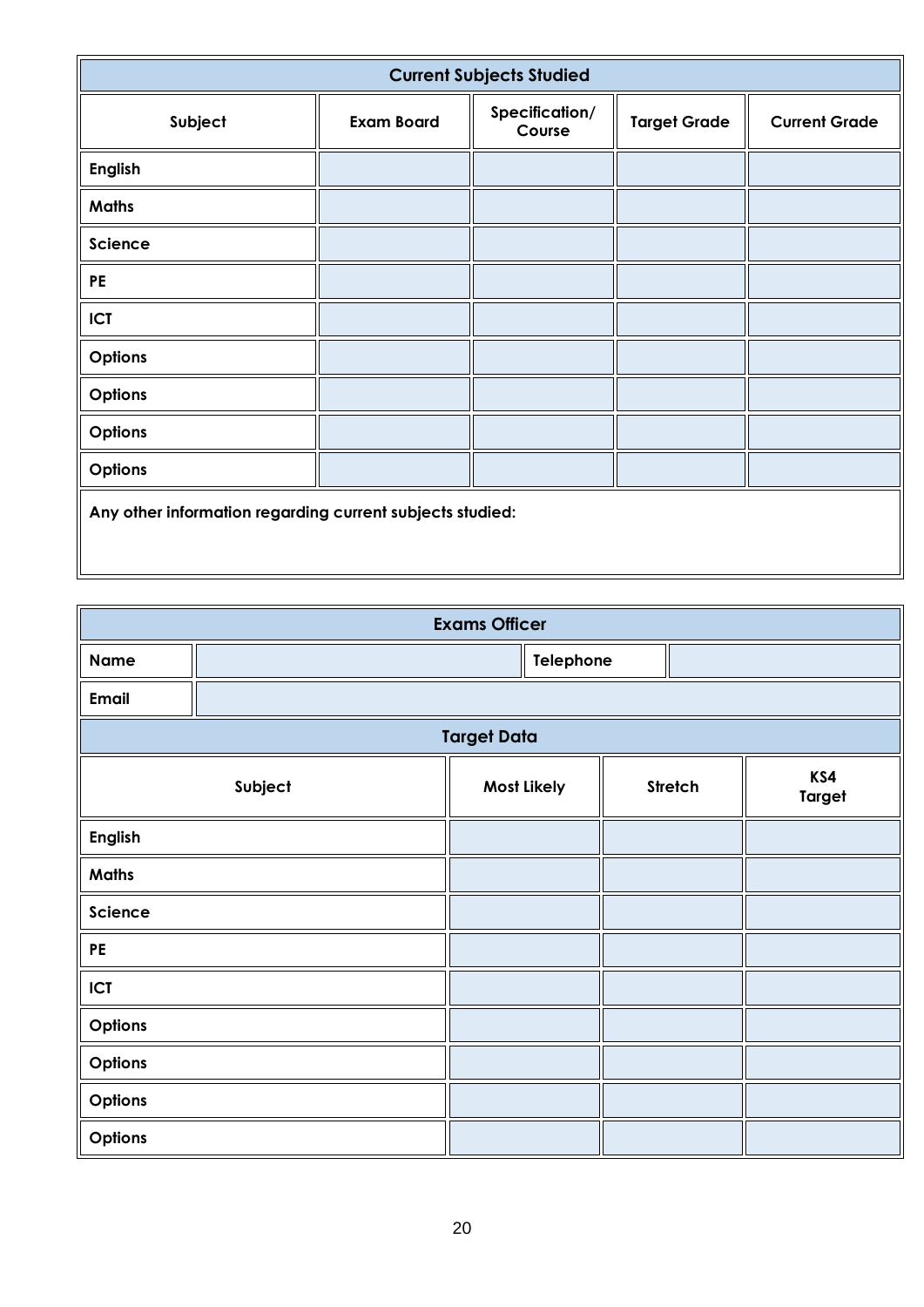## Current Subjects Studied

| Subject | Exam Board | Specification/ Course | Target Grade | Current Grade |
|---|---|---|---|---|
| **English** | | | | |
| **Maths** | | | | |
| **Science** | | | | |
| **PE** | | | | |
| **ICT** | | | | |
| **Options** | | | | |
| **Options** | | | | |
| **Options** | | | | |
| **Options** | | | | |

**Any other information regarding current subjects studied:**

## Exams Officer

| | | | |
|---|---|---|---|
| **Name** | | **Telephone** | |
| **Email** | | | |

## Target Data

| Subject | Most Likely | Stretch | KS4 Target |
|---|---|---|---|
| **English** | | | |
| **Maths** | | | |
| **Science** | | | |
| **PE** | | | |
| **ICT** | | | |
| **Options** | | | |
| **Options** | | | |
| **Options** | | | |
| **Options** | | | |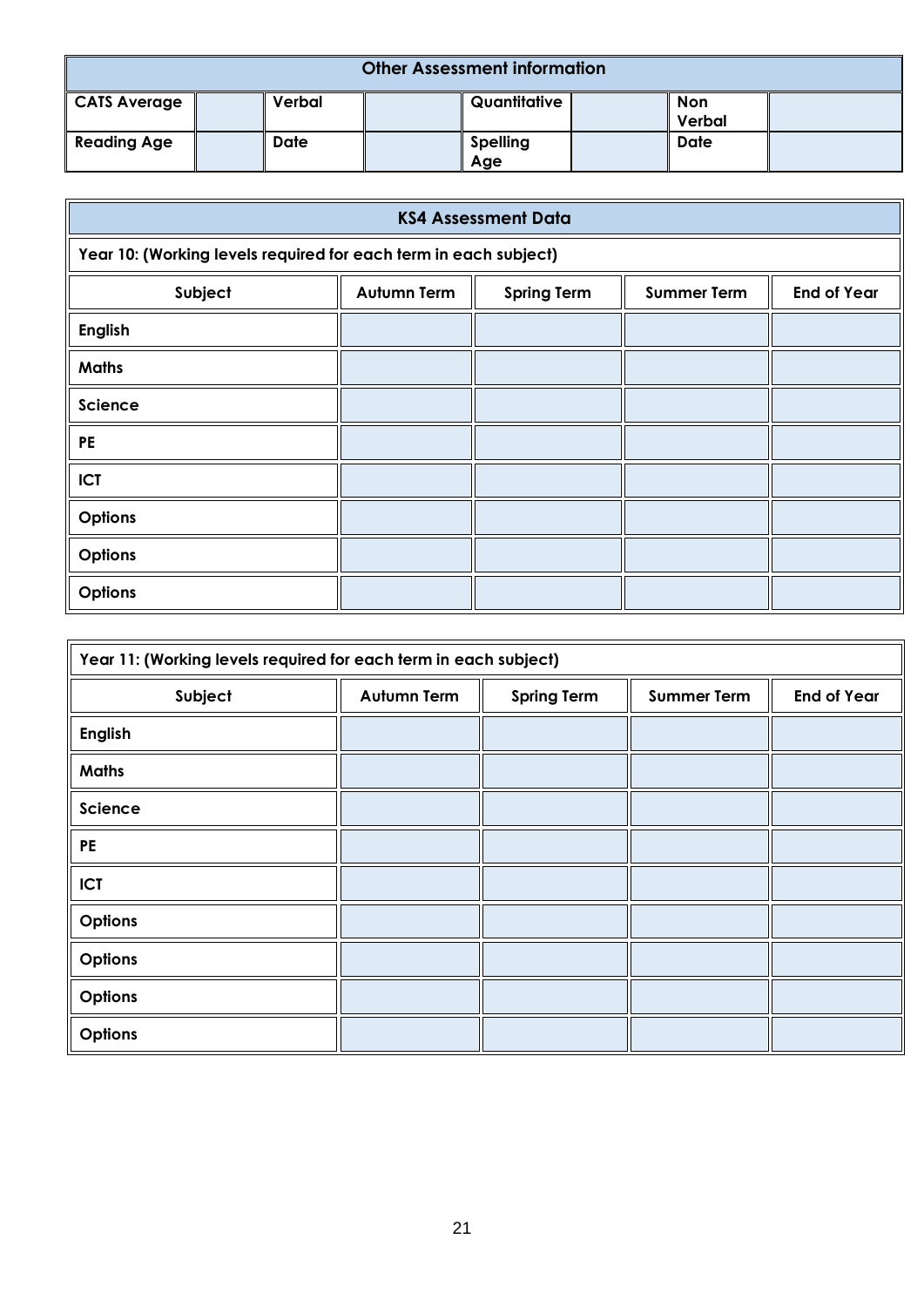| Other Assessment information | | | | | | | |
|---|---|---|---|---|---|---|---|
| **CATS Average** | | **Verbal** | | **Quantitative** | | **Non Verbal** | |
| **Reading Age** | | **Date** | | **Spelling Age** | | **Date** | |

## KS4 Assessment Data

**Year 10: (Working levels required for each term in each subject)**

| Subject | Autumn Term | Spring Term | Summer Term | End of Year |
|---|---|---|---|---|
| **English** | | | | |
| **Maths** | | | | |
| **Science** | | | | |
| **PE** | | | | |
| **ICT** | | | | |
| **Options** | | | | |
| **Options** | | | | |
| **Options** | | | | |

**Year 11: (Working levels required for each term in each subject)**

| Subject | Autumn Term | Spring Term | Summer Term | End of Year |
|---|---|---|---|---|
| **English** | | | | |
| **Maths** | | | | |
| **Science** | | | | |
| **PE** | | | | |
| **ICT** | | | | |
| **Options** | | | | |
| **Options** | | | | |
| **Options** | | | | |
| **Options** | | | | |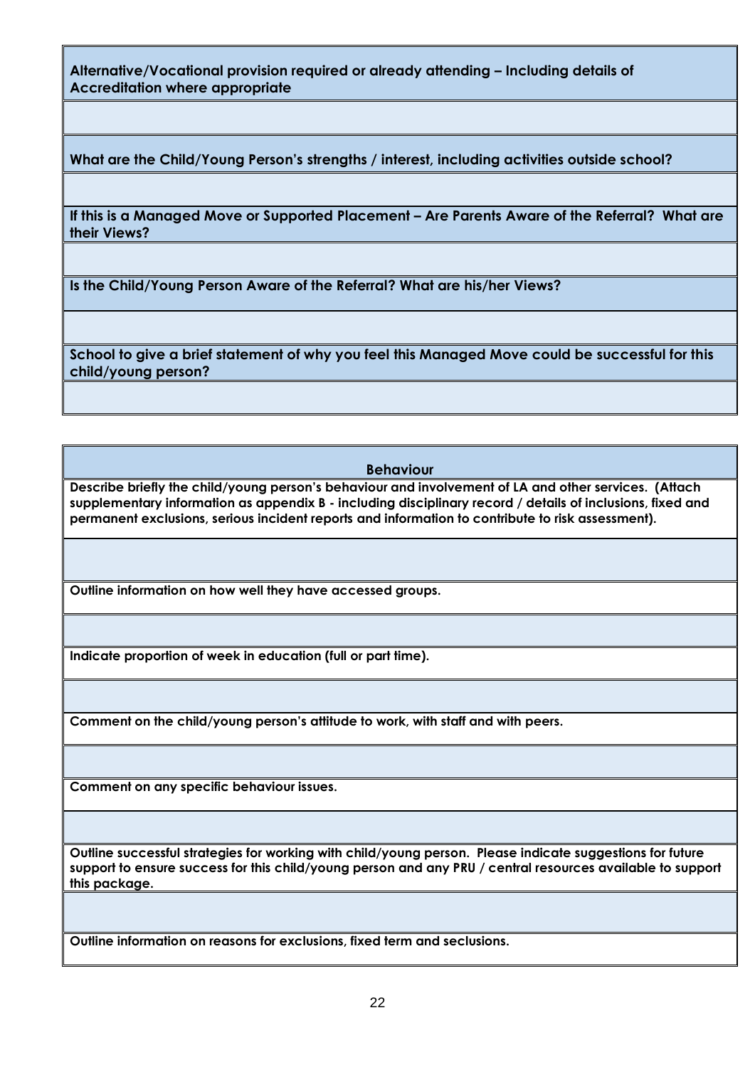| **Alternative/Vocational provision required or already attending – Including details of Accreditation where appropriate** |
| --- |
| |
| **What are the Child/Young Person's strengths / interest, including activities outside school?** |
| |
| **If this is a Managed Move or Supported Placement – Are Parents Aware of the Referral? What are their Views?** |
| |
| **Is the Child/Young Person Aware of the Referral? What are his/her Views?** |
| |
| **School to give a brief statement of why you feel this Managed Move could be successful for this child/young person?** |
| |

| **Behaviour** |
| --- |
| **Describe briefly the child/young person's behaviour and involvement of LA and other services. (Attach supplementary information as appendix B - including disciplinary record / details of inclusions, fixed and permanent exclusions, serious incident reports and information to contribute to risk assessment).** |
| |
| **Outline information on how well they have accessed groups.** |
| |
| **Indicate proportion of week in education (full or part time).** |
| |
| **Comment on the child/young person's attitude to work, with staff and with peers.** |
| |
| **Comment on any specific behaviour issues.** |
| |
| **Outline successful strategies for working with child/young person. Please indicate suggestions for future support to ensure success for this child/young person and any PRU / central resources available to support this package.** |
| |
| **Outline information on reasons for exclusions, fixed term and seclusions.** |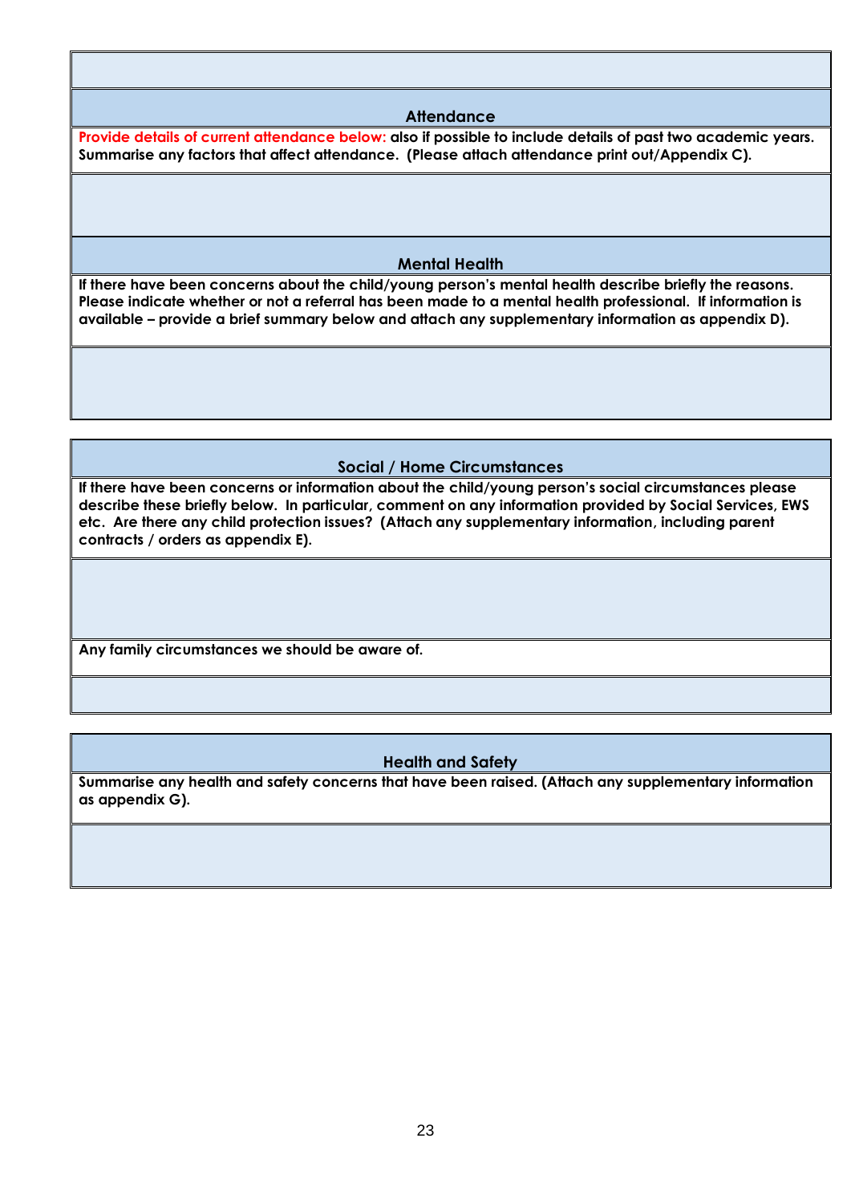### Attendance

Provide details of current attendance below: also if possible to include details of past two academic years. Summarise any factors that affect attendance. (Please attach attendance print out/Appendix C).

### Mental Health

If there have been concerns about the child/young person's mental health describe briefly the reasons. Please indicate whether or not a referral has been made to a mental health professional. If information is available – provide a brief summary below and attach any supplementary information as appendix D).

### Social / Home Circumstances

If there have been concerns or information about the child/young person's social circumstances please describe these briefly below. In particular, comment on any information provided by Social Services, EWS etc. Are there any child protection issues? (Attach any supplementary information, including parent contracts / orders as appendix E).

Any family circumstances we should be aware of.

### Health and Safety

Summarise any health and safety concerns that have been raised. (Attach any supplementary information as appendix G).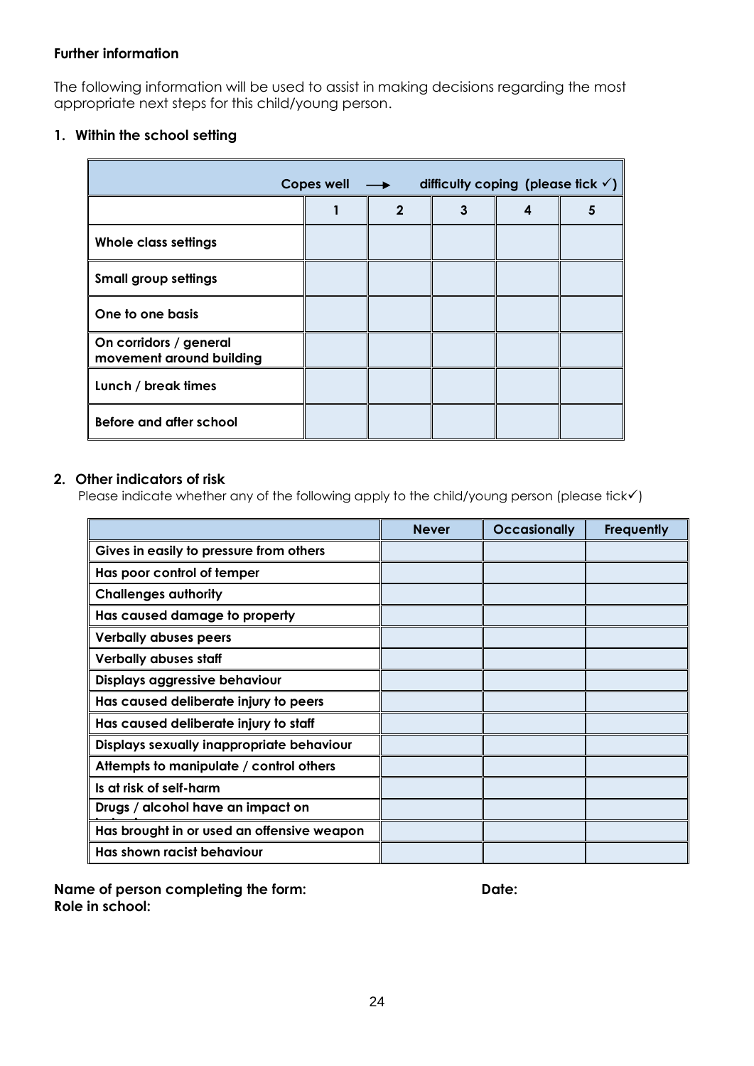**Further information**

The following information will be used to assist in making decisions regarding the most appropriate next steps for this child/young person.

**1. Within the school setting**

| Copes well → difficulty coping (please tick ✓) | | | | | |
|---|---|---|---|---|---|
| | **1** | **2** | **3** | **4** | **5** |
| **Whole class settings** | | | | | |
| **Small group settings** | | | | | |
| **One to one basis** | | | | | |
| **On corridors / general movement around building** | | | | | |
| **Lunch / break times** | | | | | |
| **Before and after school** | | | | | |

**2. Other indicators of risk**

Please indicate whether any of the following apply to the child/young person (please tick✓)

| | **Never** | **Occasionally** | **Frequently** |
|---|---|---|---|
| **Gives in easily to pressure from others** | | | |
| **Has poor control of temper** | | | |
| **Challenges authority** | | | |
| **Has caused damage to property** | | | |
| **Verbally abuses peers** | | | |
| **Verbally abuses staff** | | | |
| **Displays aggressive behaviour** | | | |
| **Has caused deliberate injury to peers** | | | |
| **Has caused deliberate injury to staff** | | | |
| **Displays sexually inappropriate behaviour** | | | |
| **Attempts to manipulate / control others** | | | |
| **Is at risk of self-harm** | | | |
| **Drugs / alcohol have an impact on** | | | |
| **Has brought in or used an offensive weapon** | | | |
| **Has shown racist behaviour** | | | |

**Name of person completing the form:** **Date:**
**Role in school:**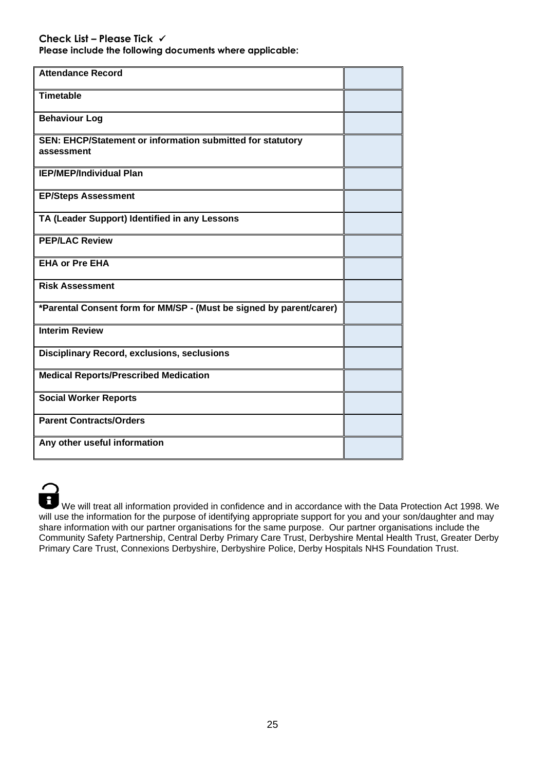**Check List – Please Tick ✓**

**Please include the following documents where applicable:**

| | |
|---|---|
| **Attendance Record** | |
| **Timetable** | |
| **Behaviour Log** | |
| **SEN: EHCP/Statement or information submitted for statutory assessment** | |
| **IEP/MEP/Individual Plan** | |
| **EP/Steps Assessment** | |
| **TA (Leader Support) Identified in any Lessons** | |
| **PEP/LAC Review** | |
| **EHA or Pre EHA** | |
| **Risk Assessment** | |
| **\*Parental Consent form for MM/SP - (Must be signed by parent/carer)** | |
| **Interim Review** | |
| **Disciplinary Record, exclusions, seclusions** | |
| **Medical Reports/Prescribed Medication** | |
| **Social Worker Reports** | |
| **Parent Contracts/Orders** | |
| **Any other useful information** | |

We will treat all information provided in confidence and in accordance with the Data Protection Act 1998. We will use the information for the purpose of identifying appropriate support for you and your son/daughter and may share information with our partner organisations for the same purpose. Our partner organisations include the Community Safety Partnership, Central Derby Primary Care Trust, Derbyshire Mental Health Trust, Greater Derby Primary Care Trust, Connexions Derbyshire, Derbyshire Police, Derby Hospitals NHS Foundation Trust.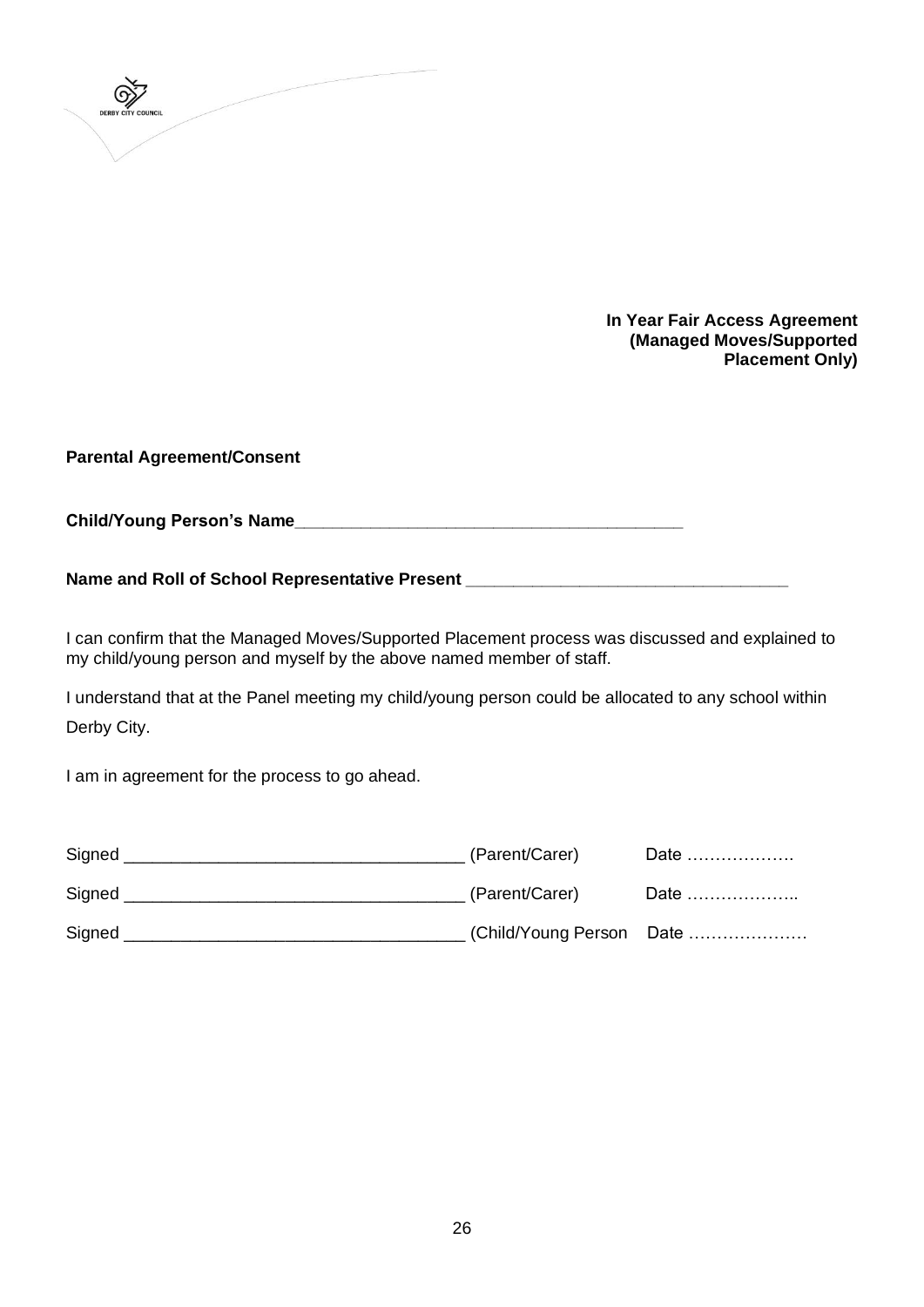DERBY CITY COUNCIL

**In Year Fair Access Agreement (Managed Moves/Supported Placement Only)**

**Parental Agreement/Consent**

**Child/Young Person's Name**_________________________________________

**Name and Roll of School Representative Present** _________________________________

I can confirm that the Managed Moves/Supported Placement process was discussed and explained to my child/young person and myself by the above named member of staff.

I understand that at the Panel meeting my child/young person could be allocated to any school within Derby City.

I am in agreement for the process to go ahead.

Signed ___________________________________ (Parent/Carer) Date ……………….

Signed ___________________________________ (Parent/Carer) Date ………………..

Signed ___________________________________ (Child/Young Person Date …………………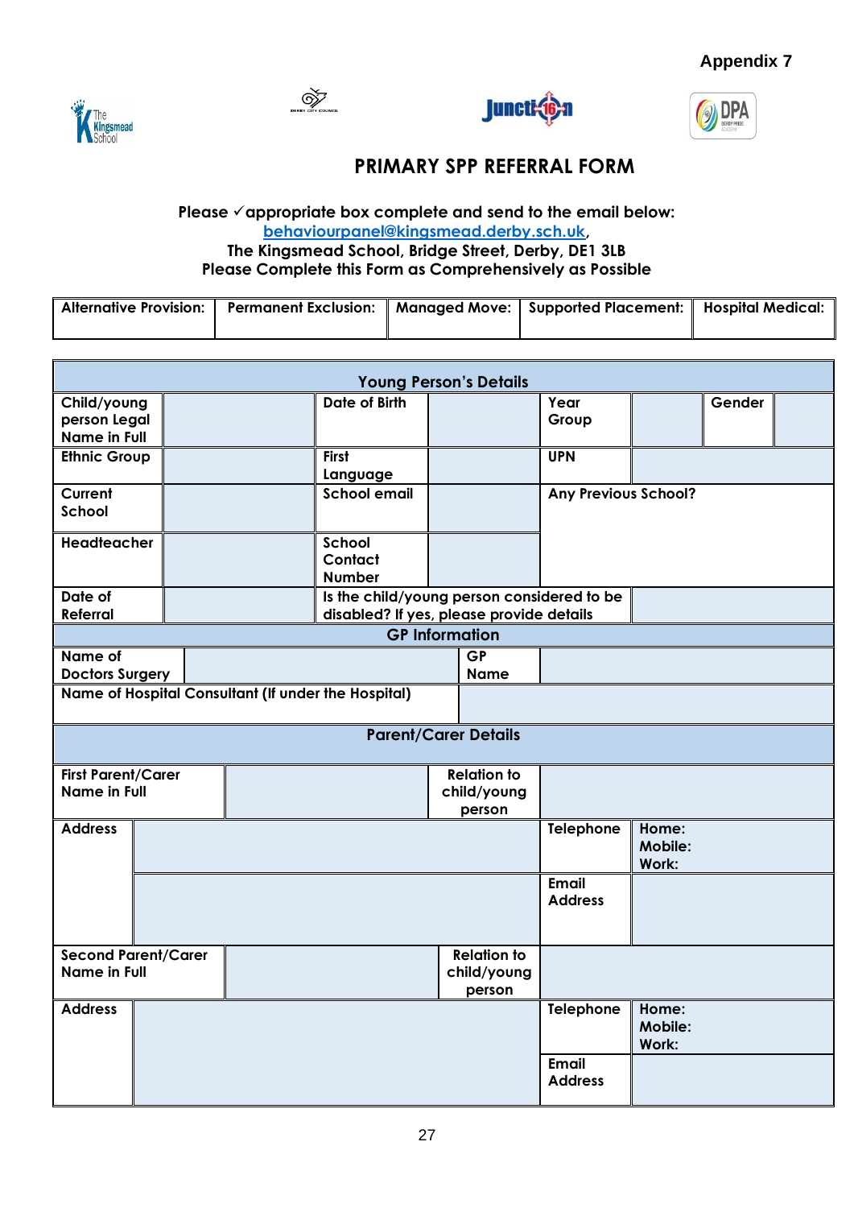Appendix 7

# PRIMARY SPP REFERRAL FORM

**Please ✓appropriate box complete and send to the email below:**
**behaviourpanel@kingsmead.derby.sch.uk,**
**The Kingsmead School, Bridge Street, Derby, DE1 3LB**
**Please Complete this Form as Comprehensively as Possible**

| Alternative Provision: | Permanent Exclusion: | Managed Move: | Supported Placement: | Hospital Medical: |
|---|---|---|---|---|
| | | | | |

| **Young Person's Details** | | | | | | | |
|---|---|---|---|---|---|---|---|
| Child/young person Legal Name in Full | | Date of Birth | | Year Group | | Gender | |
| Ethnic Group | | First Language | | UPN | | | |
| Current School | | School email | | Any Previous School? | | | |
| Headteacher | | School Contact Number | | | | | |
| Date of Referral | | Is the child/young person considered to be disabled? If yes, please provide details | | | | | |
| **GP Information** | | | | | | | |
| Name of Doctors Surgery | | | GP Name | | | | |
| Name of Hospital Consultant (If under the Hospital) | | | | | | | |
| **Parent/Carer Details** | | | | | | | |
| First Parent/Carer Name in Full | | | Relation to child/young person | | | | |
| Address | | | | Telephone | Home: Mobile: Work: | | |
| | | | | Email Address | | | |
| Second Parent/Carer Name in Full | | | Relation to child/young person | | | | |
| Address | | | | Telephone | Home: Mobile: Work: | | |
| | | | | Email Address | | | |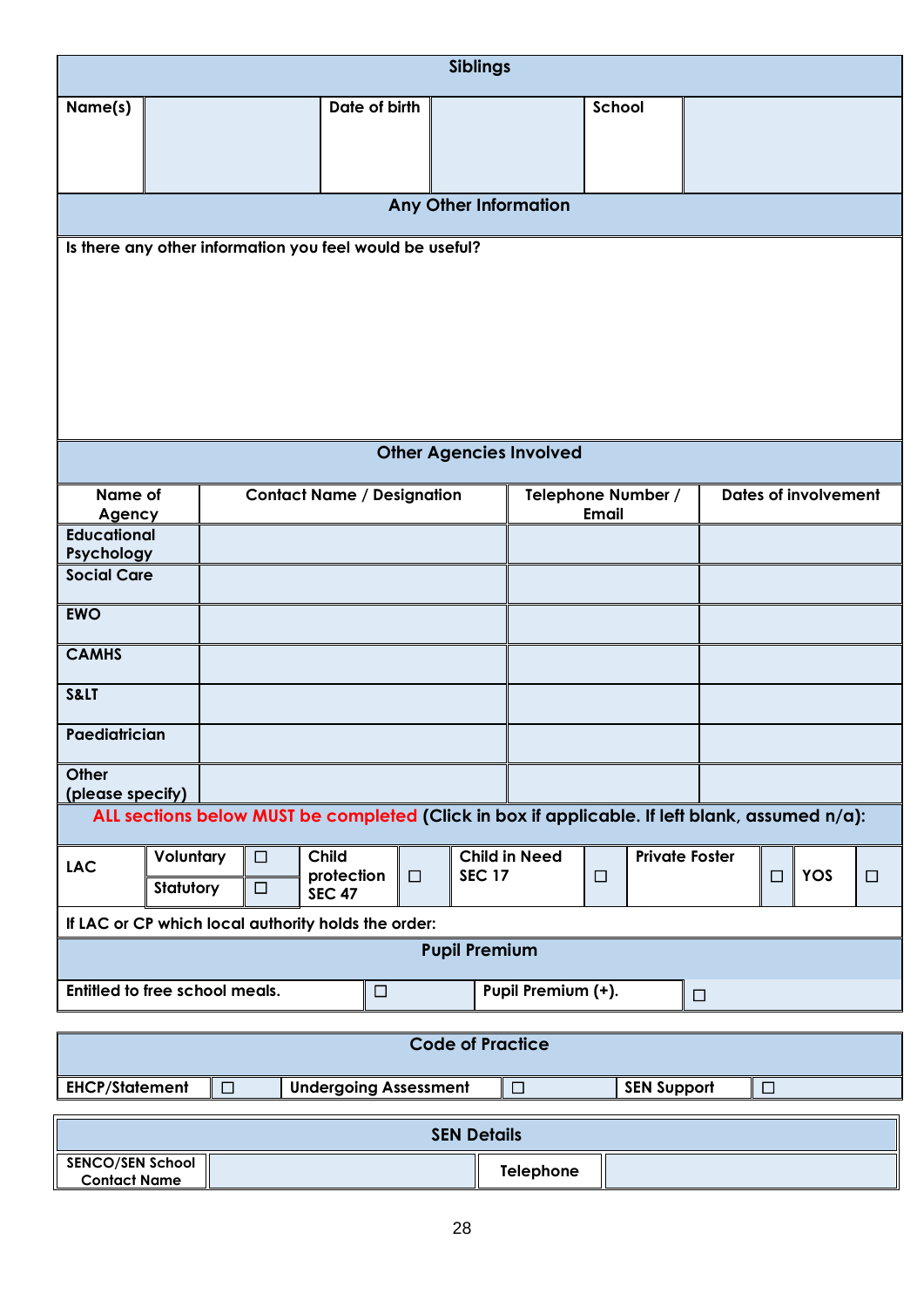## Siblings

| Name(s) | | Date of birth | | School | |
|---|---|---|---|---|---|
| | | | | | |

## Any Other Information

Is there any other information you feel would be useful?

## Other Agencies Involved

| Name of Agency | Contact Name / Designation | Telephone Number / Email | Dates of involvement |
|---|---|---|---|
| Educational Psychology | | | |
| Social Care | | | |
| EWO | | | |
| CAMHS | | | |
| S&LT | | | |
| Paediatrician | | | |
| Other (please specify) | | | |

ALL sections below MUST be completed (Click in box if applicable. If left blank, assumed n/a):

| LAC | Voluntary | ☐ | Child protection SEC 47 | ☐ | Child in Need SEC 17 | ☐ | Private Foster | ☐ | YOS | ☐ |
|---|---|---|---|---|---|---|---|---|---|---|
| | Statutory | ☐ | | | | | | | | |

If LAC or CP which local authority holds the order:

## Pupil Premium

| Entitled to free school meals. | ☐ | Pupil Premium (+). | ☐ |
|---|---|---|---|

## Code of Practice

| EHCP/Statement | ☐ | Undergoing Assessment | ☐ | SEN Support | ☐ |
|---|---|---|---|---|---|

## SEN Details

| SENCO/SEN School Contact Name | | Telephone | |
|---|---|---|---|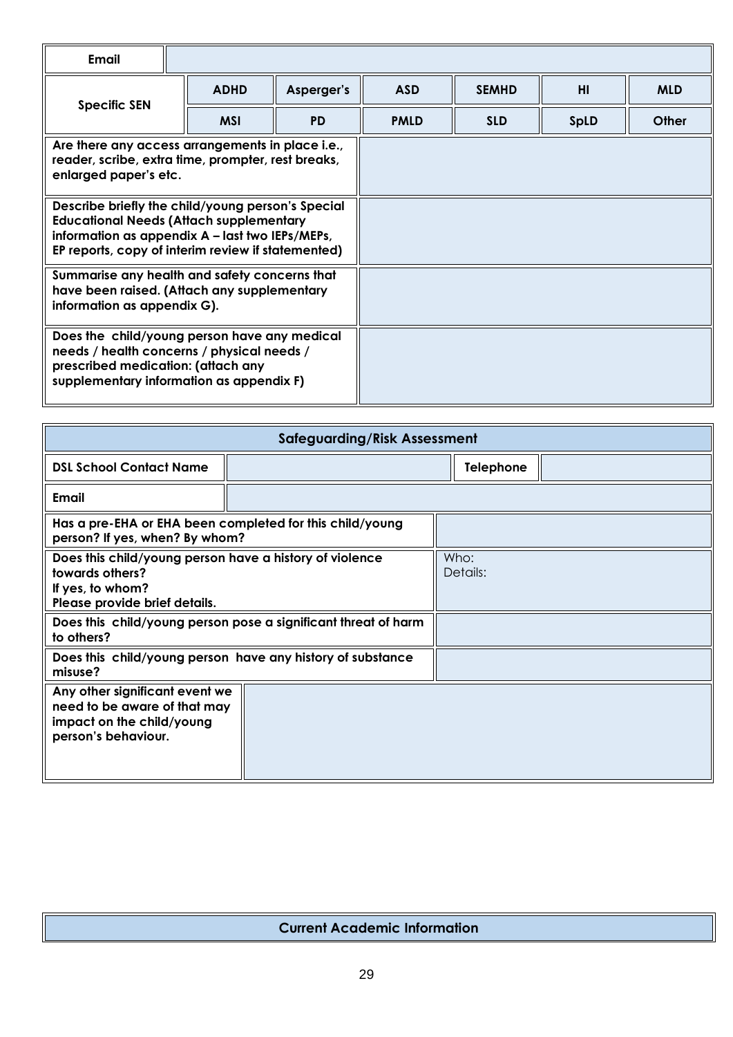| **Email** | | | | | | |
|---|---|---|---|---|---|---|
| **Specific SEN** | **ADHD** | **Asperger's** | **ASD** | **SEMHD** | **HI** | **MLD** |
| | **MSI** | **PD** | **PMLD** | **SLD** | **SpLD** | **Other** |

| | |
|---|---|
| **Are there any access arrangements in place i.e., reader, scribe, extra time, prompter, rest breaks, enlarged paper's etc.** | |
| **Describe briefly the child/young person's Special Educational Needs (Attach supplementary information as appendix A – last two IEPs/MEPs, EP reports, copy of interim review if statemented)** | |
| **Summarise any health and safety concerns that have been raised. (Attach any supplementary information as appendix G).** | |
| **Does the child/young person have any medical needs / health concerns / physical needs / prescribed medication: (attach any supplementary information as appendix F)** | |

| **Safeguarding/Risk Assessment** | | | |
|---|---|---|---|
| **DSL School Contact Name** | | **Telephone** | |
| **Email** | | | |
| **Has a pre-EHA or EHA been completed for this child/young person? If yes, when? By whom?** | | | |
| **Does this child/young person have a history of violence towards others? If yes, to whom? Please provide brief details.** | Who: Details: | | |
| **Does this child/young person pose a significant threat of harm to others?** | | | |
| **Does this child/young person have any history of substance misuse?** | | | |
| **Any other significant event we need to be aware of that may impact on the child/young person's behaviour.** | | | |

| **Current Academic Information** |
|---|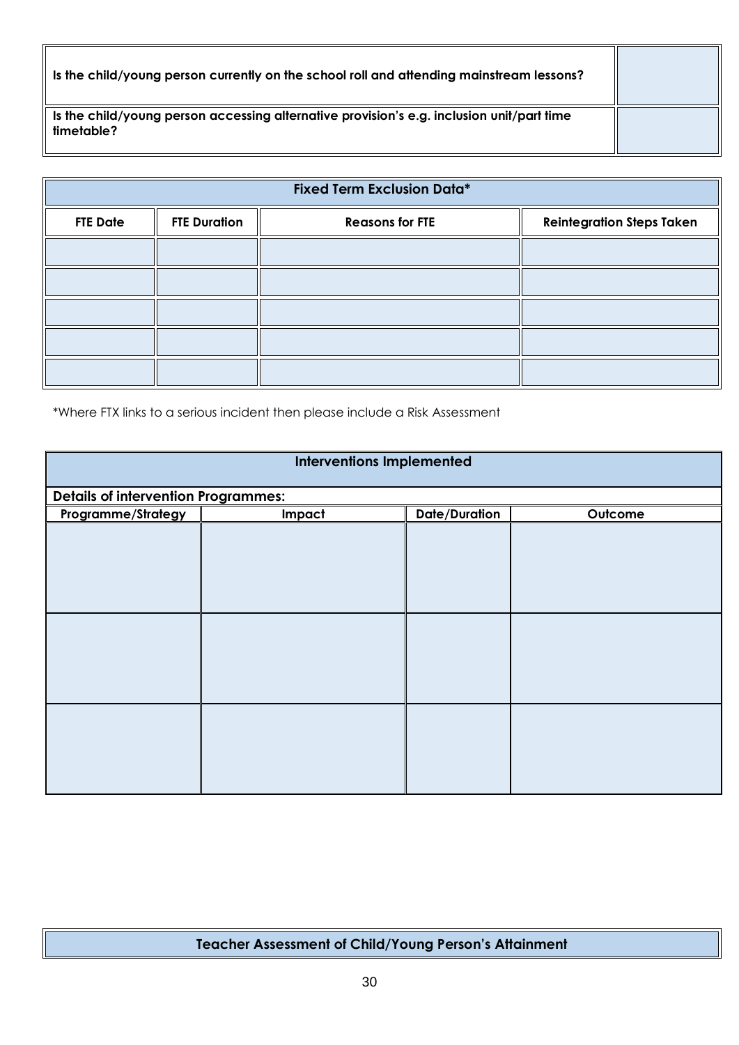| Is the child/young person currently on the school roll and attending mainstream lessons? | |
| --- | --- |
| Is the child/young person accessing alternative provision's e.g. inclusion unit/part time timetable? | |

| Fixed Term Exclusion Data* | | | |
| --- | --- | --- | --- |
| FTE Date | FTE Duration | Reasons for FTE | Reintegration Steps Taken |
| | | | |
| | | | |
| | | | |
| | | | |
| | | | |

*Where FTX links to a serious incident then please include a Risk Assessment

| Interventions Implemented | | | |
| --- | --- | --- | --- |
| Details of intervention Programmes: | | | |
| Programme/Strategy | Impact | Date/Duration | Outcome |
| | | | |
| | | | |
| | | | |

| Teacher Assessment of Child/Young Person's Attainment |
| --- |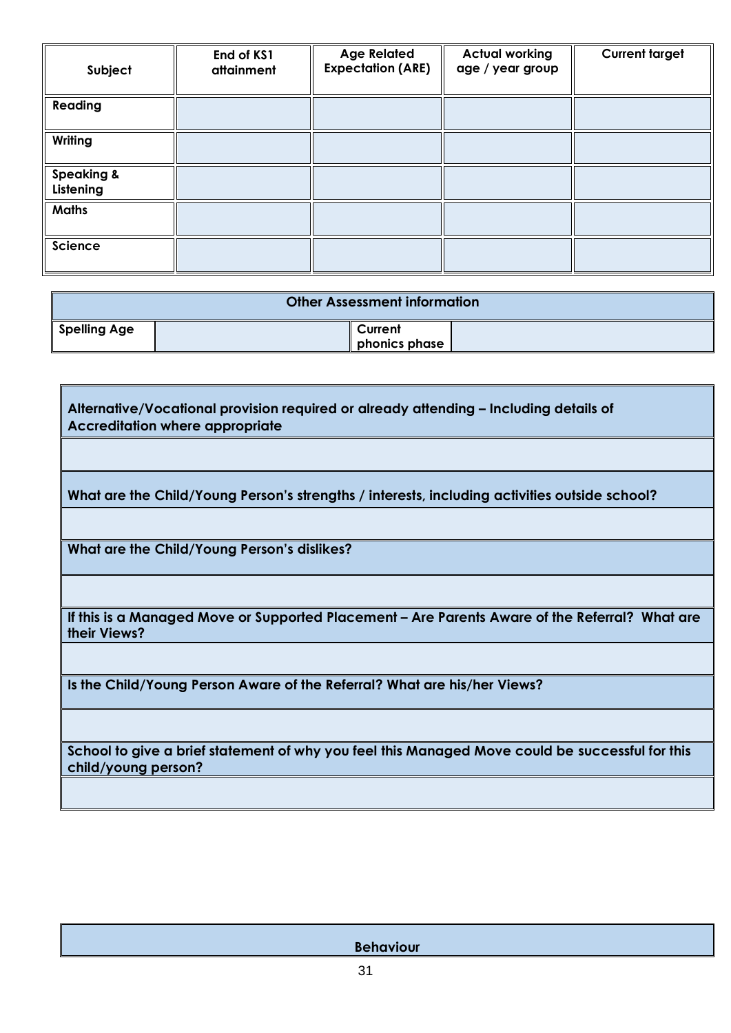| Subject | End of KS1 attainment | Age Related Expectation (ARE) | Actual working age / year group | Current target |
|---|---|---|---|---|
| Reading | | | | |
| Writing | | | | |
| Speaking & Listening | | | | |
| Maths | | | | |
| Science | | | | |

| Other Assessment information | | | |
|---|---|---|---|
| Spelling Age | | Current phonics phase | |

| Alternative/Vocational provision required or already attending – Including details of Accreditation where appropriate |
|---|
| |
| **What are the Child/Young Person's strengths / interests, including activities outside school?** |
| |
| **What are the Child/Young Person's dislikes?** |
| |
| **If this is a Managed Move or Supported Placement – Are Parents Aware of the Referral? What are their Views?** |
| |
| **Is the Child/Young Person Aware of the Referral? What are his/her Views?** |
| |
| **School to give a brief statement of why you feel this Managed Move could be successful for this child/young person?** |
| |

| Behaviour |
|---|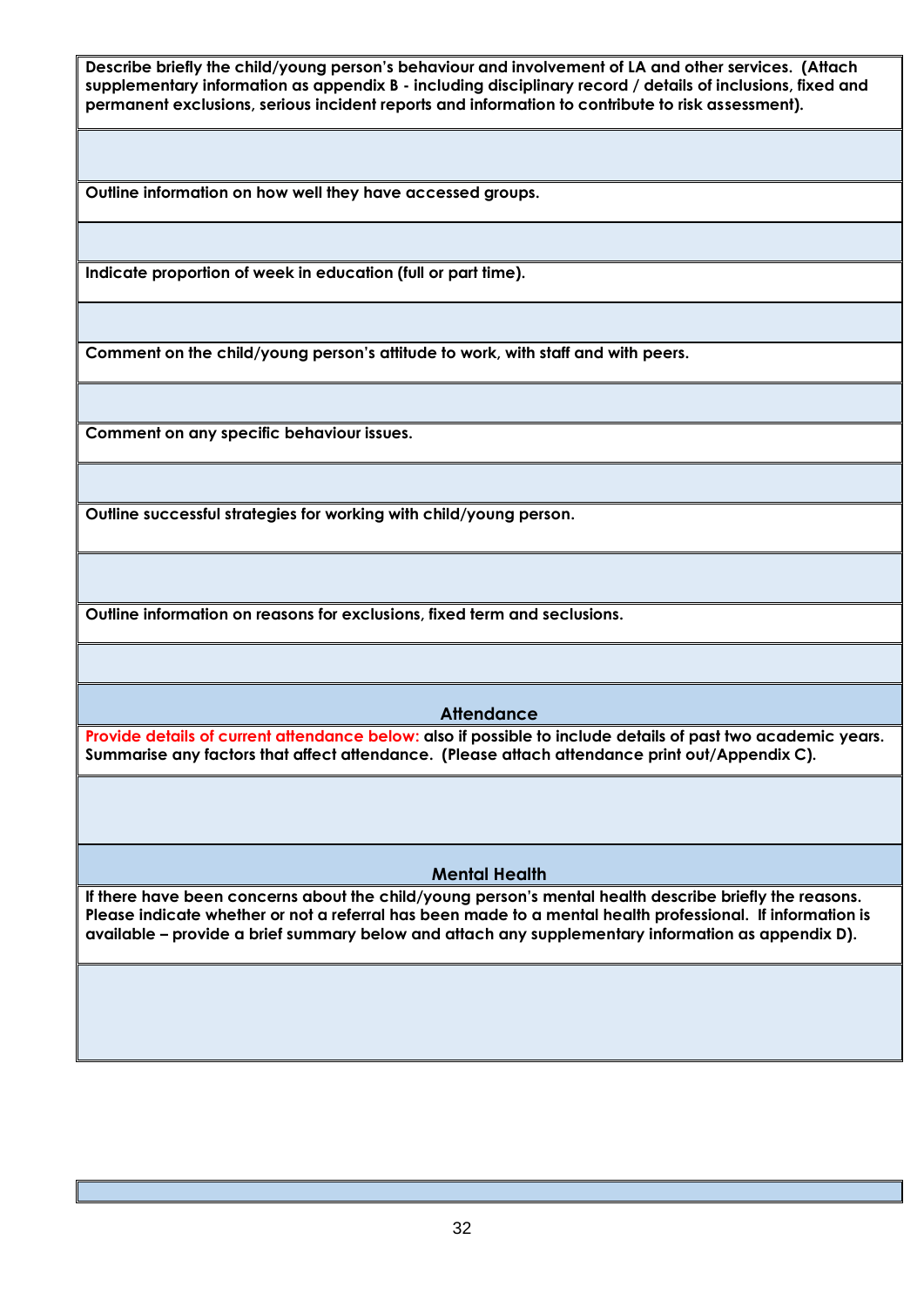**Describe briefly the child/young person's behaviour and involvement of LA and other services. (Attach supplementary information as appendix B - including disciplinary record / details of inclusions, fixed and permanent exclusions, serious incident reports and information to contribute to risk assessment).**

**Outline information on how well they have accessed groups.**

**Indicate proportion of week in education (full or part time).**

**Comment on the child/young person's attitude to work, with staff and with peers.**

**Comment on any specific behaviour issues.**

**Outline successful strategies for working with child/young person.**

**Outline information on reasons for exclusions, fixed term and seclusions.**

## Attendance

**Provide details of current attendance below: also if possible to include details of past two academic years. Summarise any factors that affect attendance. (Please attach attendance print out/Appendix C).**

## Mental Health

**If there have been concerns about the child/young person's mental health describe briefly the reasons. Please indicate whether or not a referral has been made to a mental health professional. If information is available – provide a brief summary below and attach any supplementary information as appendix D).**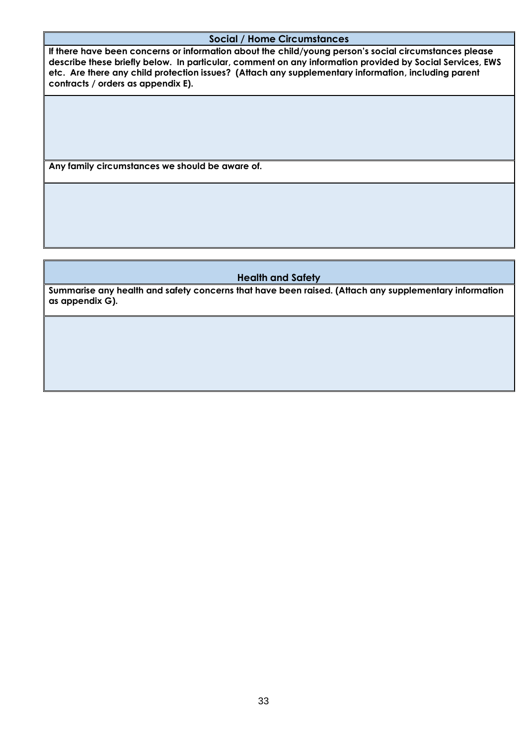## Social / Home Circumstances

**If there have been concerns or information about the child/young person's social circumstances please describe these briefly below. In particular, comment on any information provided by Social Services, EWS etc. Are there any child protection issues? (Attach any supplementary information, including parent contracts / orders as appendix E).**

**Any family circumstances we should be aware of.**

## Health and Safety

**Summarise any health and safety concerns that have been raised. (Attach any supplementary information as appendix G).**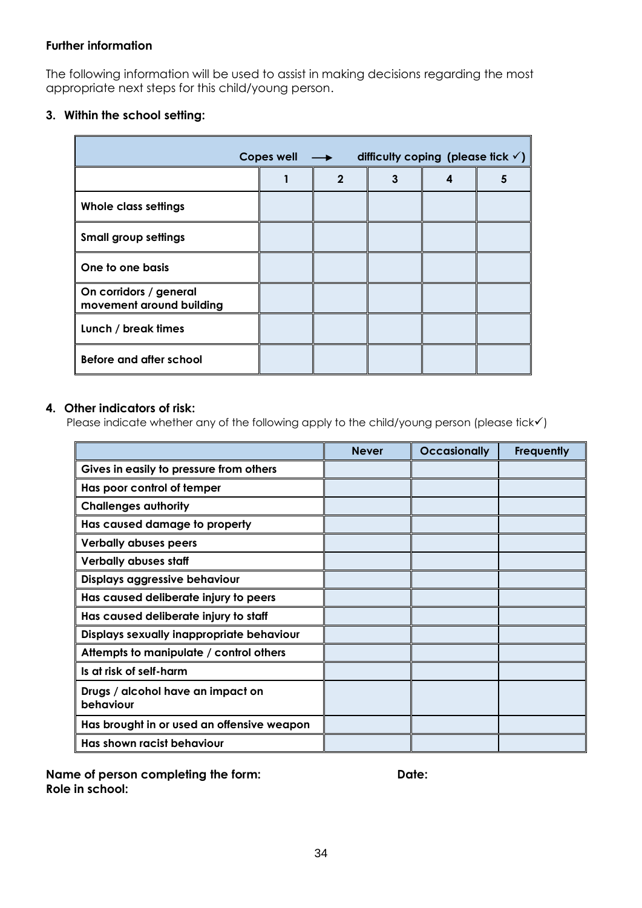**Further information**

The following information will be used to assist in making decisions regarding the most appropriate next steps for this child/young person.

**3. Within the school setting:**

| | Copes well → | | | difficulty coping (please tick ✓) | |
|---|---|---|---|---|---|
| | **1** | **2** | **3** | **4** | **5** |
| **Whole class settings** | | | | | |
| **Small group settings** | | | | | |
| **One to one basis** | | | | | |
| **On corridors / general movement around building** | | | | | |
| **Lunch / break times** | | | | | |
| **Before and after school** | | | | | |

**4. Other indicators of risk:**

Please indicate whether any of the following apply to the child/young person (please tick✓)

| | Never | Occasionally | Frequently |
|---|---|---|---|
| **Gives in easily to pressure from others** | | | |
| **Has poor control of temper** | | | |
| **Challenges authority** | | | |
| **Has caused damage to property** | | | |
| **Verbally abuses peers** | | | |
| **Verbally abuses staff** | | | |
| **Displays aggressive behaviour** | | | |
| **Has caused deliberate injury to peers** | | | |
| **Has caused deliberate injury to staff** | | | |
| **Displays sexually inappropriate behaviour** | | | |
| **Attempts to manipulate / control others** | | | |
| **Is at risk of self-harm** | | | |
| **Drugs / alcohol have an impact on behaviour** | | | |
| **Has brought in or used an offensive weapon** | | | |
| **Has shown racist behaviour** | | | |

**Name of person completing the form:** **Date:**

**Role in school:**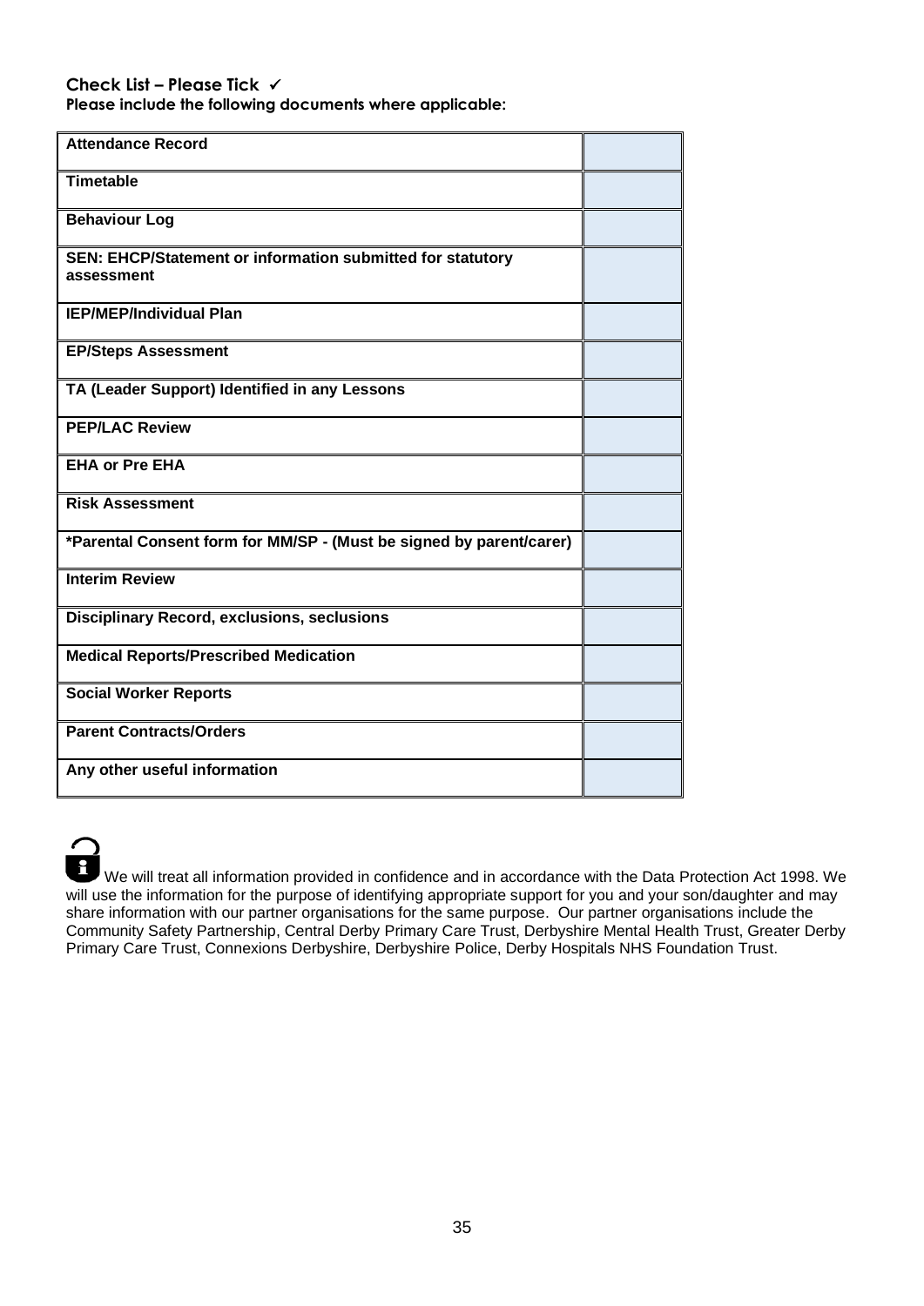**Check List – Please Tick ✓**

**Please include the following documents where applicable:**

| | |
|---|---|
| **Attendance Record** | |
| **Timetable** | |
| **Behaviour Log** | |
| **SEN: EHCP/Statement or information submitted for statutory assessment** | |
| **IEP/MEP/Individual Plan** | |
| **EP/Steps Assessment** | |
| **TA (Leader Support) Identified in any Lessons** | |
| **PEP/LAC Review** | |
| **EHA or Pre EHA** | |
| **Risk Assessment** | |
| **\*Parental Consent form for MM/SP - (Must be signed by parent/carer)** | |
| **Interim Review** | |
| **Disciplinary Record, exclusions, seclusions** | |
| **Medical Reports/Prescribed Medication** | |
| **Social Worker Reports** | |
| **Parent Contracts/Orders** | |
| **Any other useful information** | |

We will treat all information provided in confidence and in accordance with the Data Protection Act 1998. We will use the information for the purpose of identifying appropriate support for you and your son/daughter and may share information with our partner organisations for the same purpose. Our partner organisations include the Community Safety Partnership, Central Derby Primary Care Trust, Derbyshire Mental Health Trust, Greater Derby Primary Care Trust, Connexions Derbyshire, Derbyshire Police, Derby Hospitals NHS Foundation Trust.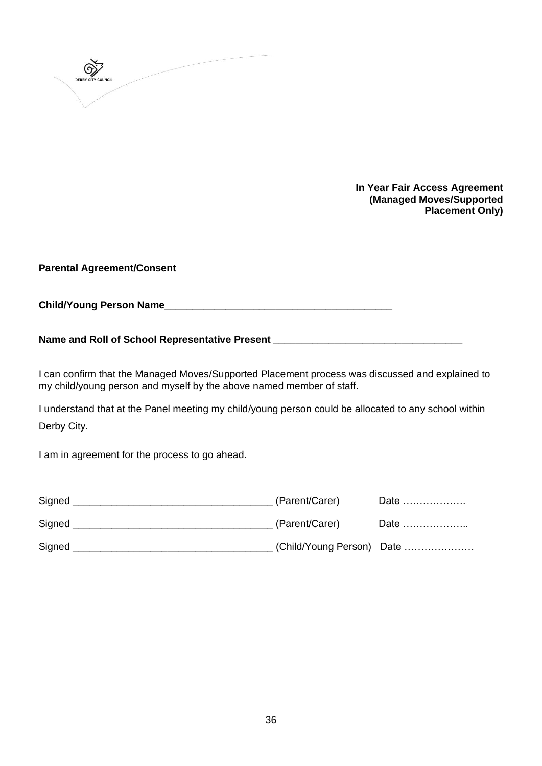DERBY CITY COUNCIL

**In Year Fair Access Agreement (Managed Moves/Supported Placement Only)**

**Parental Agreement/Consent**

**Child/Young Person Name**_________________________________________

**Name and Roll of School Representative Present** _________________________________

I can confirm that the Managed Moves/Supported Placement process was discussed and explained to my child/young person and myself by the above named member of staff.

I understand that at the Panel meeting my child/young person could be allocated to any school within Derby City.

I am in agreement for the process to go ahead.

Signed ___________________________________ (Parent/Carer) Date ……………….

Signed ___________________________________ (Parent/Carer) Date ………………..

Signed ___________________________________ (Child/Young Person) Date …………………